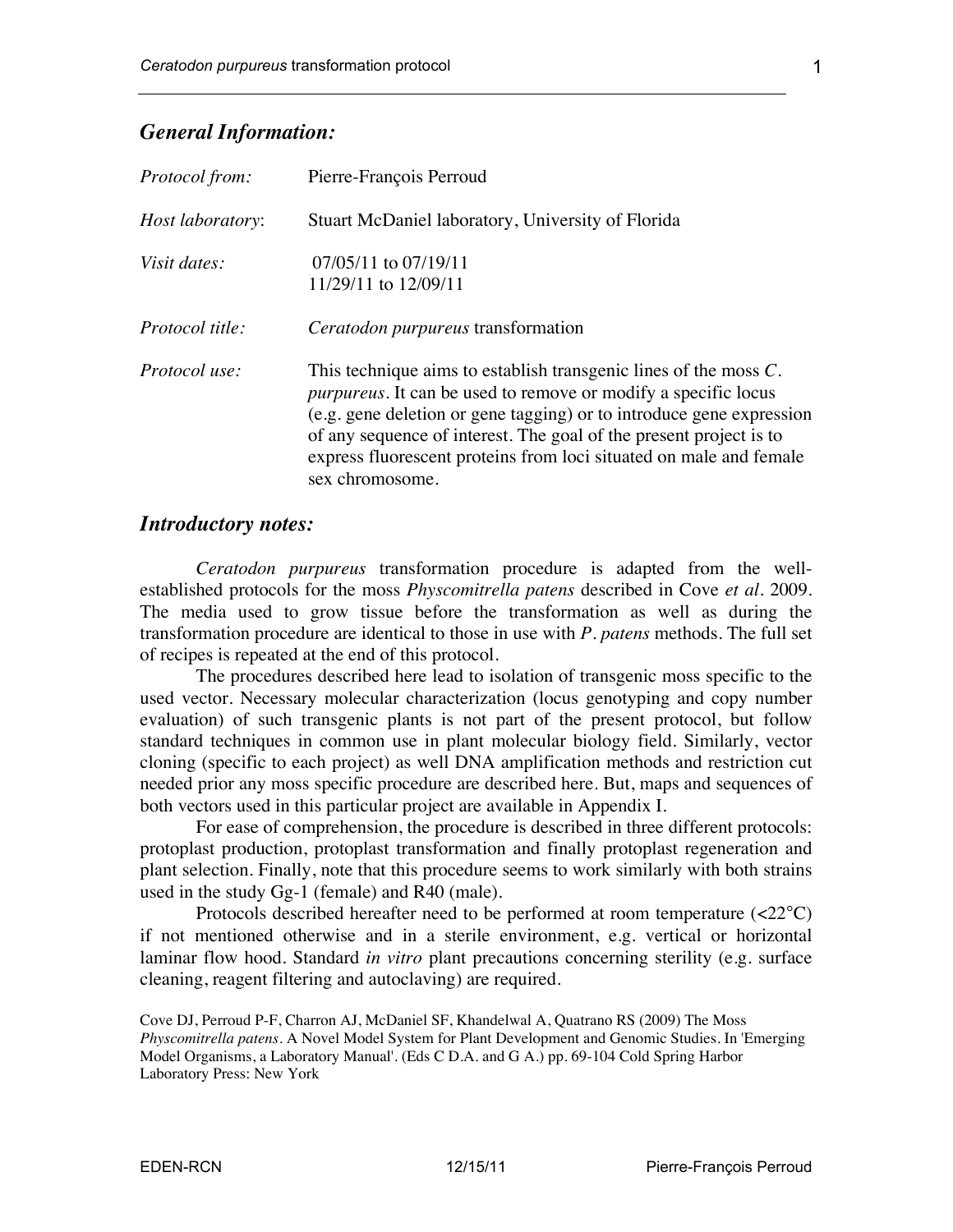## *General Information:*

| | |
|---|---|
| *Protocol from:* | Pierre-François Perroud |
| *Host laboratory*: | Stuart McDaniel laboratory, University of Florida |
| *Visit dates:* | 07/05/11 to 07/19/11<br>11/29/11 to 12/09/11 |
| *Protocol title:* | *Ceratodon purpureus* transformation |
| *Protocol use:* | This technique aims to establish transgenic lines of the moss *C. purpureus*. It can be used to remove or modify a specific locus (e.g. gene deletion or gene tagging) or to introduce gene expression of any sequence of interest. The goal of the present project is to express fluorescent proteins from loci situated on male and female sex chromosome. |

## *Introductory notes:*

*Ceratodon purpureus* transformation procedure is adapted from the well-established protocols for the moss *Physcomitrella patens* described in Cove *et al*. 2009. The media used to grow tissue before the transformation as well as during the transformation procedure are identical to those in use with *P. patens* methods. The full set of recipes is repeated at the end of this protocol.

The procedures described here lead to isolation of transgenic moss specific to the used vector. Necessary molecular characterization (locus genotyping and copy number evaluation) of such transgenic plants is not part of the present protocol, but follow standard techniques in common use in plant molecular biology field. Similarly, vector cloning (specific to each project) as well DNA amplification methods and restriction cut needed prior any moss specific procedure are described here. But, maps and sequences of both vectors used in this particular project are available in Appendix I.

For ease of comprehension, the procedure is described in three different protocols: protoplast production, protoplast transformation and finally protoplast regeneration and plant selection. Finally, note that this procedure seems to work similarly with both strains used in the study Gg-1 (female) and R40 (male).

Protocols described hereafter need to be performed at room temperature (<22°C) if not mentioned otherwise and in a sterile environment, e.g. vertical or horizontal laminar flow hood. Standard *in vitro* plant precautions concerning sterility (e.g. surface cleaning, reagent filtering and autoclaving) are required.

Cove DJ, Perroud P-F, Charron AJ, McDaniel SF, Khandelwal A, Quatrano RS (2009) The Moss *Physcomitrella patens*. A Novel Model System for Plant Development and Genomic Studies. In 'Emerging Model Organisms, a Laboratory Manual'. (Eds C D.A. and G A.) pp. 69-104 Cold Spring Harbor Laboratory Press: New York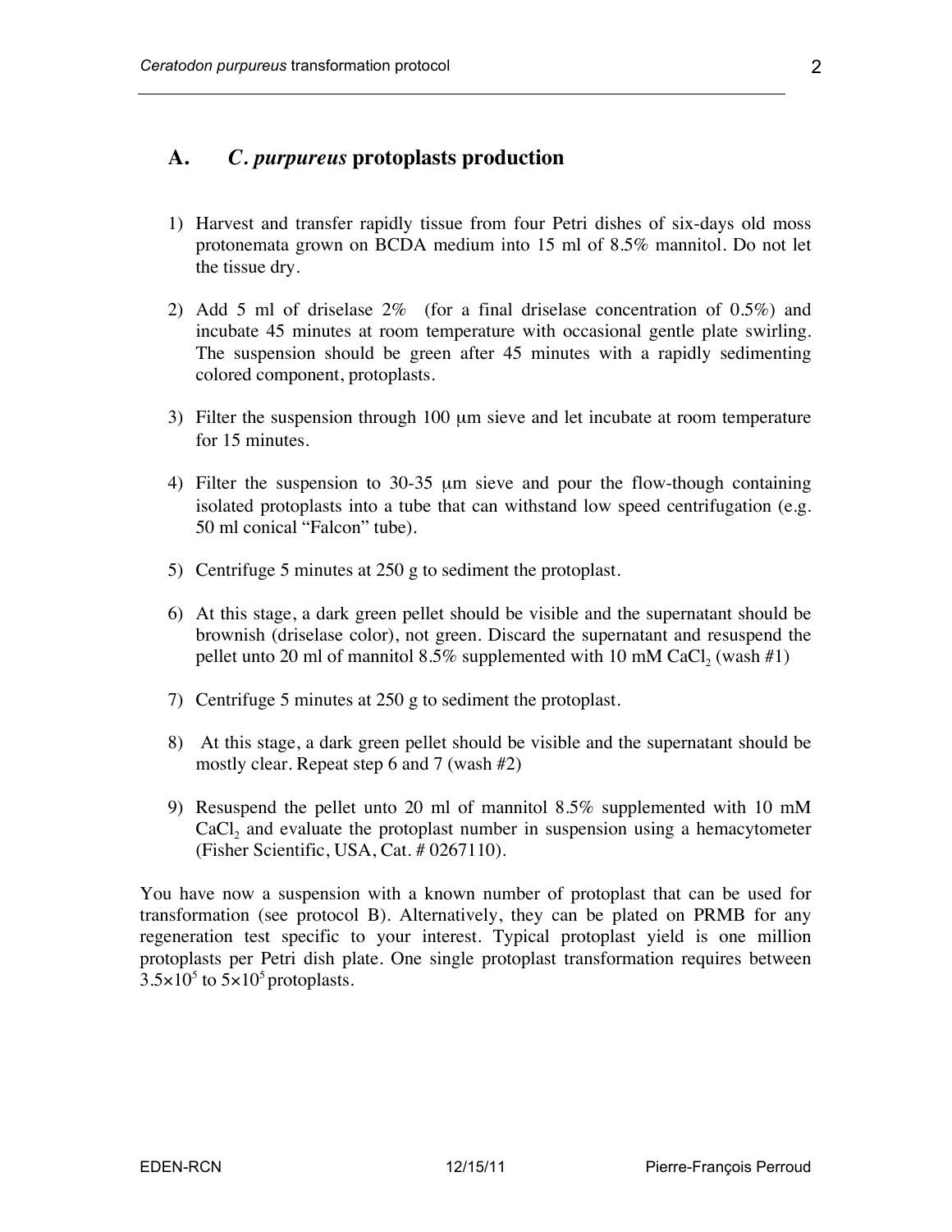## A. *C. purpureus* protoplasts production

1) Harvest and transfer rapidly tissue from four Petri dishes of six-days old moss protonemata grown on BCDA medium into 15 ml of 8.5% mannitol. Do not let the tissue dry.

2) Add 5 ml of driselase 2% (for a final driselase concentration of 0.5%) and incubate 45 minutes at room temperature with occasional gentle plate swirling. The suspension should be green after 45 minutes with a rapidly sedimenting colored component, protoplasts.

3) Filter the suspension through 100 μm sieve and let incubate at room temperature for 15 minutes.

4) Filter the suspension to 30-35 μm sieve and pour the flow-though containing isolated protoplasts into a tube that can withstand low speed centrifugation (e.g. 50 ml conical "Falcon" tube).

5) Centrifuge 5 minutes at 250 g to sediment the protoplast.

6) At this stage, a dark green pellet should be visible and the supernatant should be brownish (driselase color), not green. Discard the supernatant and resuspend the pellet unto 20 ml of mannitol 8.5% supplemented with 10 mM $CaCl_2$ (wash #1)

7) Centrifuge 5 minutes at 250 g to sediment the protoplast.

8) At this stage, a dark green pellet should be visible and the supernatant should be mostly clear. Repeat step 6 and 7 (wash #2)

9) Resuspend the pellet unto 20 ml of mannitol 8.5% supplemented with 10 mM $CaCl_2$ and evaluate the protoplast number in suspension using a hemacytometer (Fisher Scientific, USA, Cat. # 0267110).

You have now a suspension with a known number of protoplast that can be used for transformation (see protocol B). Alternatively, they can be plated on PRMB for any regeneration test specific to your interest. Typical protoplast yield is one million protoplasts per Petri dish plate. One single protoplast transformation requires between $3.5{\times}10^5$ to $5{\times}10^5$ protoplasts.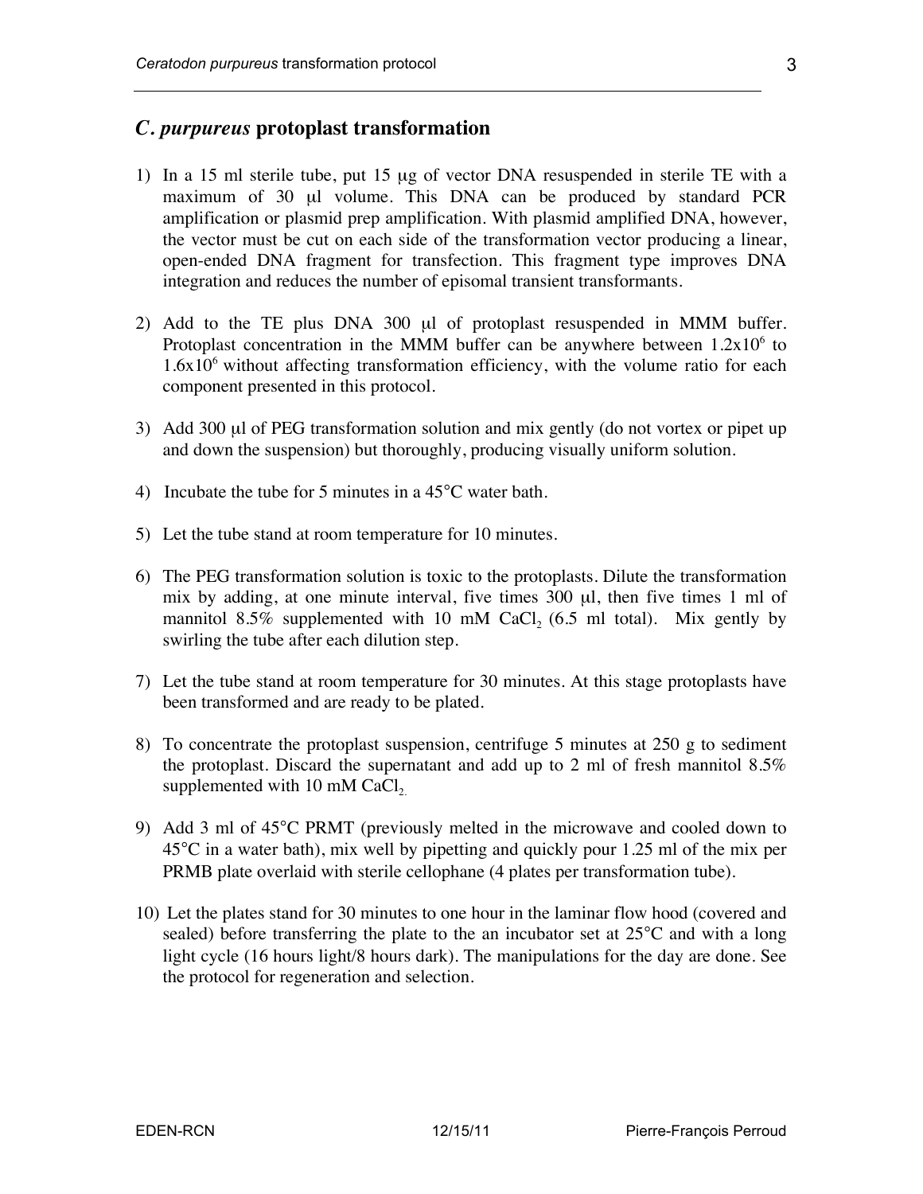## *C. purpureus* protoplast transformation

1) In a 15 ml sterile tube, put 15 μg of vector DNA resuspended in sterile TE with a maximum of 30 μl volume. This DNA can be produced by standard PCR amplification or plasmid prep amplification. With plasmid amplified DNA, however, the vector must be cut on each side of the transformation vector producing a linear, open-ended DNA fragment for transfection. This fragment type improves DNA integration and reduces the number of episomal transient transformants.

2) Add to the TE plus DNA 300 μl of protoplast resuspended in MMM buffer. Protoplast concentration in the MMM buffer can be anywhere between $1.2 \times 10^6$ to $1.6 \times 10^6$ without affecting transformation efficiency, with the volume ratio for each component presented in this protocol.

3) Add 300 μl of PEG transformation solution and mix gently (do not vortex or pipet up and down the suspension) but thoroughly, producing visually uniform solution.

4) Incubate the tube for 5 minutes in a 45°C water bath.

5) Let the tube stand at room temperature for 10 minutes.

6) The PEG transformation solution is toxic to the protoplasts. Dilute the transformation mix by adding, at one minute interval, five times 300 μl, then five times 1 ml of mannitol 8.5% supplemented with 10 mM $CaCl_2$ (6.5 ml total). Mix gently by swirling the tube after each dilution step.

7) Let the tube stand at room temperature for 30 minutes. At this stage protoplasts have been transformed and are ready to be plated.

8) To concentrate the protoplast suspension, centrifuge 5 minutes at 250 g to sediment the protoplast. Discard the supernatant and add up to 2 ml of fresh mannitol 8.5% supplemented with 10 mM $CaCl_2$.

9) Add 3 ml of 45°C PRMT (previously melted in the microwave and cooled down to 45°C in a water bath), mix well by pipetting and quickly pour 1.25 ml of the mix per PRMB plate overlaid with sterile cellophane (4 plates per transformation tube).

10) Let the plates stand for 30 minutes to one hour in the laminar flow hood (covered and sealed) before transferring the plate to the an incubator set at 25°C and with a long light cycle (16 hours light/8 hours dark). The manipulations for the day are done. See the protocol for regeneration and selection.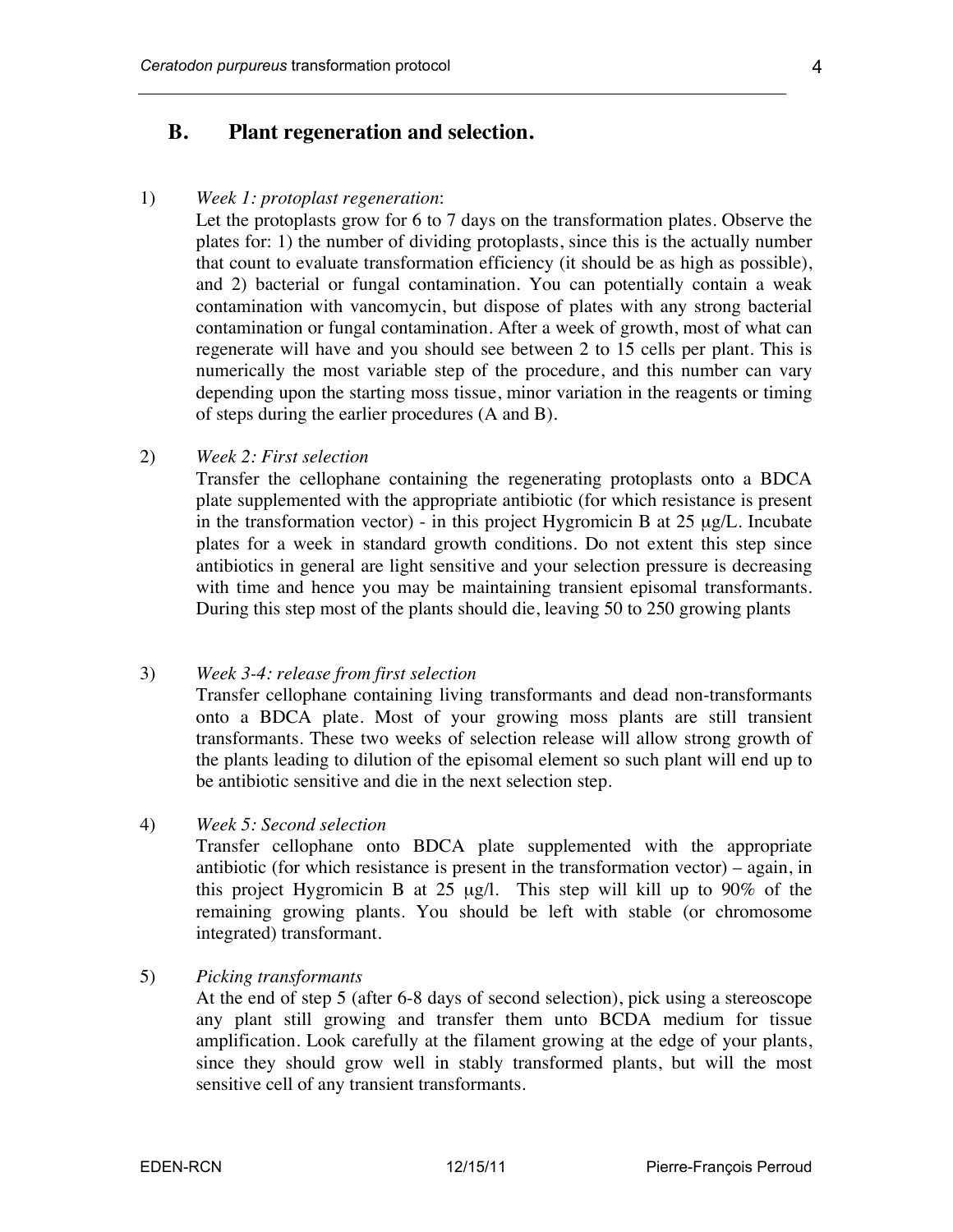## B. Plant regeneration and selection.

1) *Week 1: protoplast regeneration*:
   Let the protoplasts grow for 6 to 7 days on the transformation plates. Observe the plates for: 1) the number of dividing protoplasts, since this is the actually number that count to evaluate transformation efficiency (it should be as high as possible), and 2) bacterial or fungal contamination. You can potentially contain a weak contamination with vancomycin, but dispose of plates with any strong bacterial contamination or fungal contamination. After a week of growth, most of what can regenerate will have and you should see between 2 to 15 cells per plant. This is numerically the most variable step of the procedure, and this number can vary depending upon the starting moss tissue, minor variation in the reagents or timing of steps during the earlier procedures (A and B).

2) *Week 2: First selection*
   Transfer the cellophane containing the regenerating protoplasts onto a BDCA plate supplemented with the appropriate antibiotic (for which resistance is present in the transformation vector) - in this project Hygromicin B at 25 µg/L. Incubate plates for a week in standard growth conditions. Do not extent this step since antibiotics in general are light sensitive and your selection pressure is decreasing with time and hence you may be maintaining transient episomal transformants. During this step most of the plants should die, leaving 50 to 250 growing plants

3) *Week 3-4: release from first selection*
   Transfer cellophane containing living transformants and dead non-transformants onto a BDCA plate. Most of your growing moss plants are still transient transformants. These two weeks of selection release will allow strong growth of the plants leading to dilution of the episomal element so such plant will end up to be antibiotic sensitive and die in the next selection step.

4) *Week 5: Second selection*
   Transfer cellophane onto BDCA plate supplemented with the appropriate antibiotic (for which resistance is present in the transformation vector) – again, in this project Hygromicin B at 25 µg/l. This step will kill up to 90% of the remaining growing plants. You should be left with stable (or chromosome integrated) transformant.

5) *Picking transformants*
   At the end of step 5 (after 6-8 days of second selection), pick using a stereoscope any plant still growing and transfer them unto BCDA medium for tissue amplification. Look carefully at the filament growing at the edge of your plants, since they should grow well in stably transformed plants, but will the most sensitive cell of any transient transformants.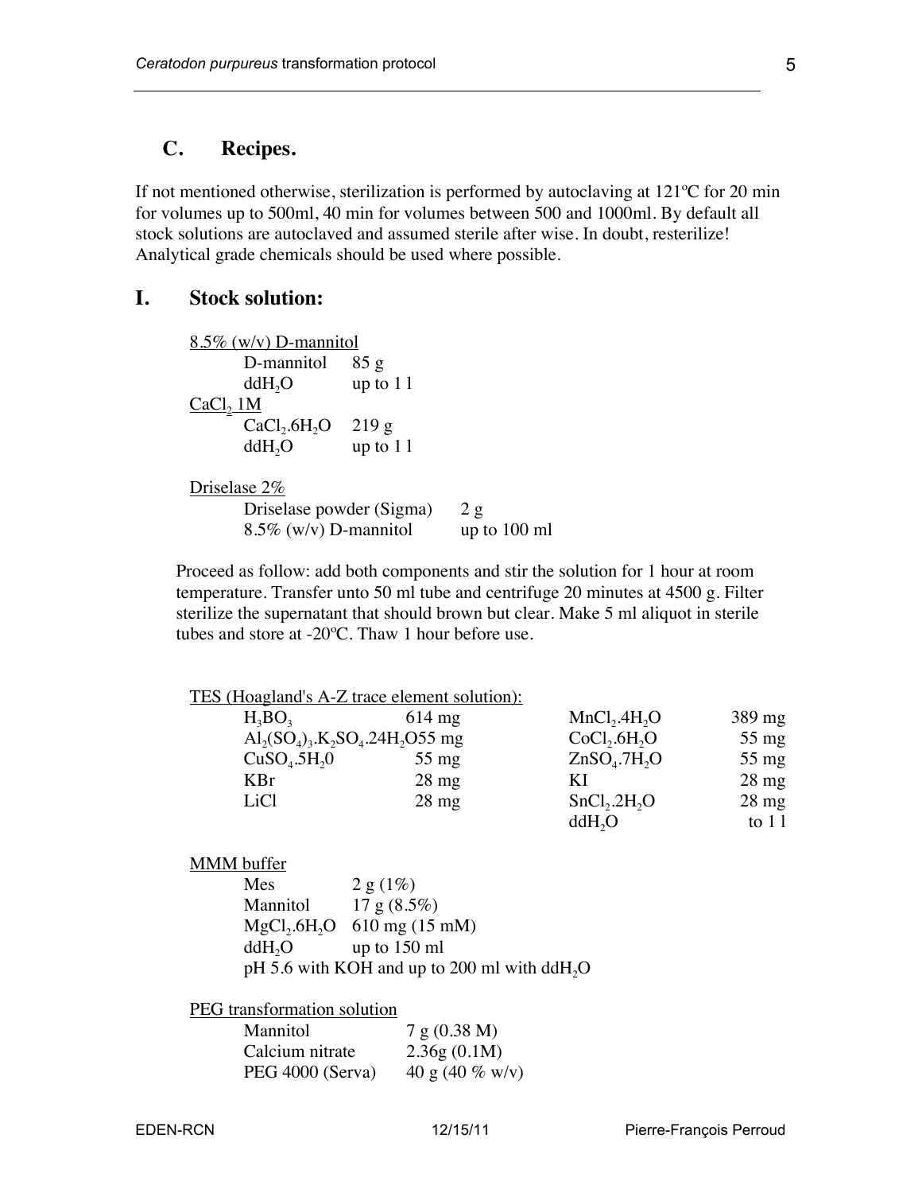## C. Recipes.

If not mentioned otherwise, sterilization is performed by autoclaving at 121ºC for 20 min for volumes up to 500ml, 40 min for volumes between 500 and 1000ml. By default all stock solutions are autoclaved and assumed sterile after wise. In doubt, resterilize! Analytical grade chemicals should be used where possible.

## I. Stock solution:

<u>8.5% (w/v) D-mannitol</u>

| | |
|---|---|
| D-mannitol | 85 g |
| $ddH_2O$ | up to 1 l |

<u>$CaCl_2$ 1M</u>

| | |
|---|---|
| $CaCl_2.6H_2O$ | 219 g |
| $ddH_2O$ | up to 1 l |

<u>Driselase 2%</u>

| | |
|---|---|
| Driselase powder (Sigma) | 2 g |
| 8.5% (w/v) D-mannitol | up to 100 ml |

Proceed as follow: add both components and stir the solution for 1 hour at room temperature. Transfer unto 50 ml tube and centrifuge 20 minutes at 4500 g. Filter sterilize the supernatant that should brown but clear. Make 5 ml aliquot in sterile tubes and store at -20ºC. Thaw 1 hour before use.

<u>TES (Hoagland's A-Z trace element solution):</u>

| | | | |
|---|---|---|---|
| $H_3BO_3$ | 614 mg | $MnCl_2.4H_2O$ | 389 mg |
| $Al_2(SO_4)_3.K_2SO_4.24H_2O$ | 55 mg | $CoCl_2.6H_2O$ | 55 mg |
| $CuSO_4.5H_20$ | 55 mg | $ZnSO_4.7H_2O$ | 55 mg |
| KBr | 28 mg | KI | 28 mg |
| LiCl | 28 mg | $SnCl_2.2H_2O$ | 28 mg |
| | | $ddH_2O$ | to 1 l |

<u>MMM buffer</u>

| | |
|---|---|
| Mes | 2 g (1%) |
| Mannitol | 17 g (8.5%) |
| $MgCl_2.6H_2O$ | 610 mg (15 mM) |
| $ddH_2O$ | up to 150 ml |

pH 5.6 with KOH and up to 200 ml with $ddH_2O$

<u>PEG transformation solution</u>

| | |
|---|---|
| Mannitol | 7 g (0.38 M) |
| Calcium nitrate | 2.36g (0.1M) |
| PEG 4000 (Serva) | 40 g (40 % w/v) |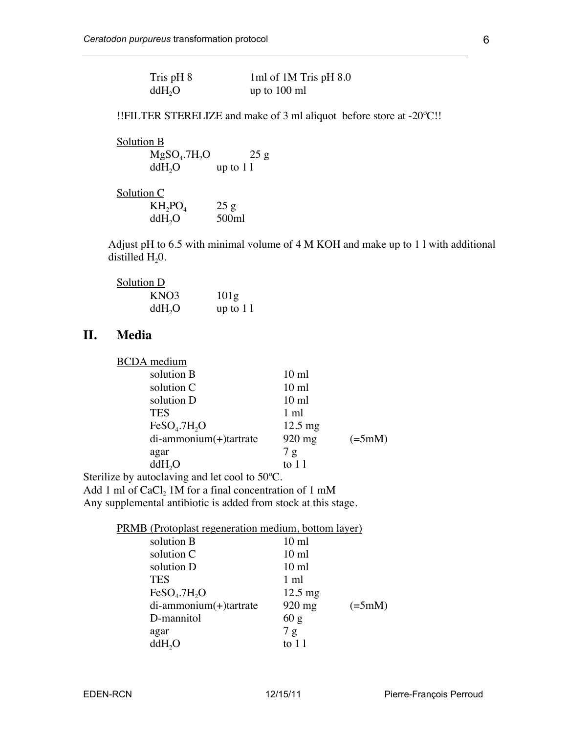| | |
|---|---|
| Tris pH 8 | 1ml of 1M Tris pH 8.0 |
| $ddH_2O$ | up to 100 ml |

!!FILTER STERELIZE and make of 3 ml aliquot before store at -20ºC!!

Solution B

| | |
|---|---|
| $MgSO_4.7H_2O$ | 25 g |
| $ddH_2O$ | up to 1 l |

Solution C

| | |
|---|---|
| $KH_2PO_4$ | 25 g |
| $ddH_2O$ | 500ml |

Adjust pH to 6.5 with minimal volume of 4 M KOH and make up to 1 l with additional distilled $H_20$.

Solution D

| | |
|---|---|
| KNO3 | 101g |
| $ddH_2O$ | up to 1 l |

## II. Media

BCDA medium

| | | |
|---|---|---|
| solution B | 10 ml | |
| solution C | 10 ml | |
| solution D | 10 ml | |
| TES | 1 ml | |
| $FeSO_4.7H_2O$ | 12.5 mg | |
| di-ammonium(+)tartrate | 920 mg | (=5mM) |
| agar | 7 g | |
| $ddH_2O$ | to 1 l | |

Sterilize by autoclaving and let cool to 50ºC.
Add 1 ml of $CaCl_2$ 1M for a final concentration of 1 mM
Any supplemental antibiotic is added from stock at this stage.

PRMB (Protoplast regeneration medium, bottom layer)

| | | |
|---|---|---|
| solution B | 10 ml | |
| solution C | 10 ml | |
| solution D | 10 ml | |
| TES | 1 ml | |
| $FeSO_4.7H_2O$ | 12.5 mg | |
| di-ammonium(+)tartrate | 920 mg | (=5mM) |
| D-mannitol | 60 g | |
| agar | 7 g | |
| $ddH_2O$ | to 1 l | |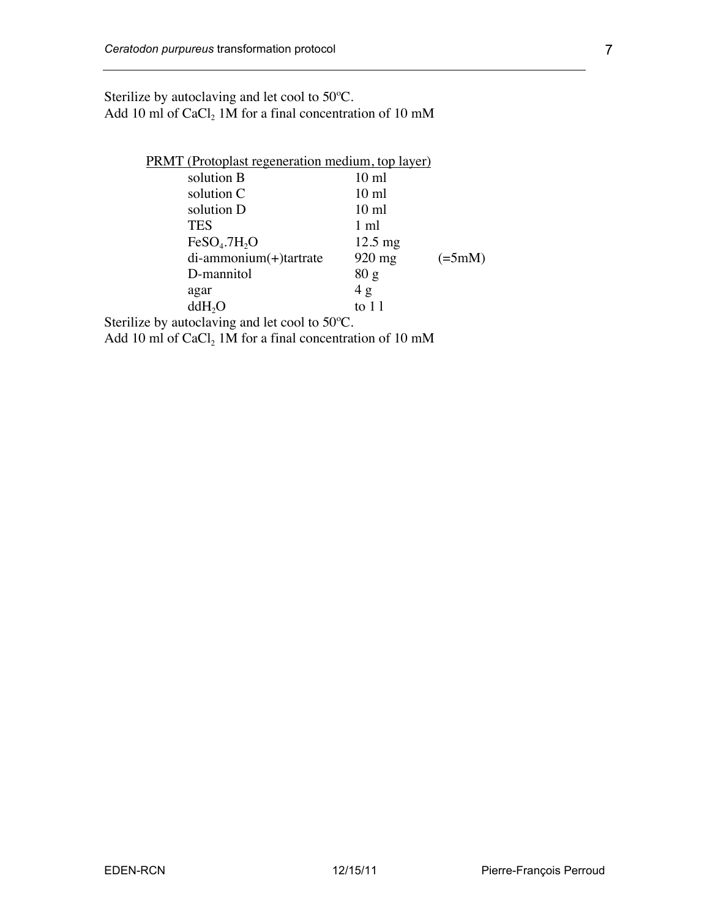Sterilize by autoclaving and let cool to 50ºC.
Add 10 ml of $CaCl_2$ 1M for a final concentration of 10 mM

PRMT (Protoplast regeneration medium, top layer)

| | | |
|---|---|---|
| solution B | 10 ml | |
| solution C | 10 ml | |
| solution D | 10 ml | |
| TES | 1 ml | |
| $FeSO_4.7H_2O$ | 12.5 mg | |
| di-ammonium(+)tartrate | 920 mg | (=5mM) |
| D-mannitol | 80 g | |
| agar | 4 g | |
| $ddH_2O$ | to 1 l | |

Sterilize by autoclaving and let cool to 50ºC.
Add 10 ml of $CaCl_2$ 1M for a final concentration of 10 mM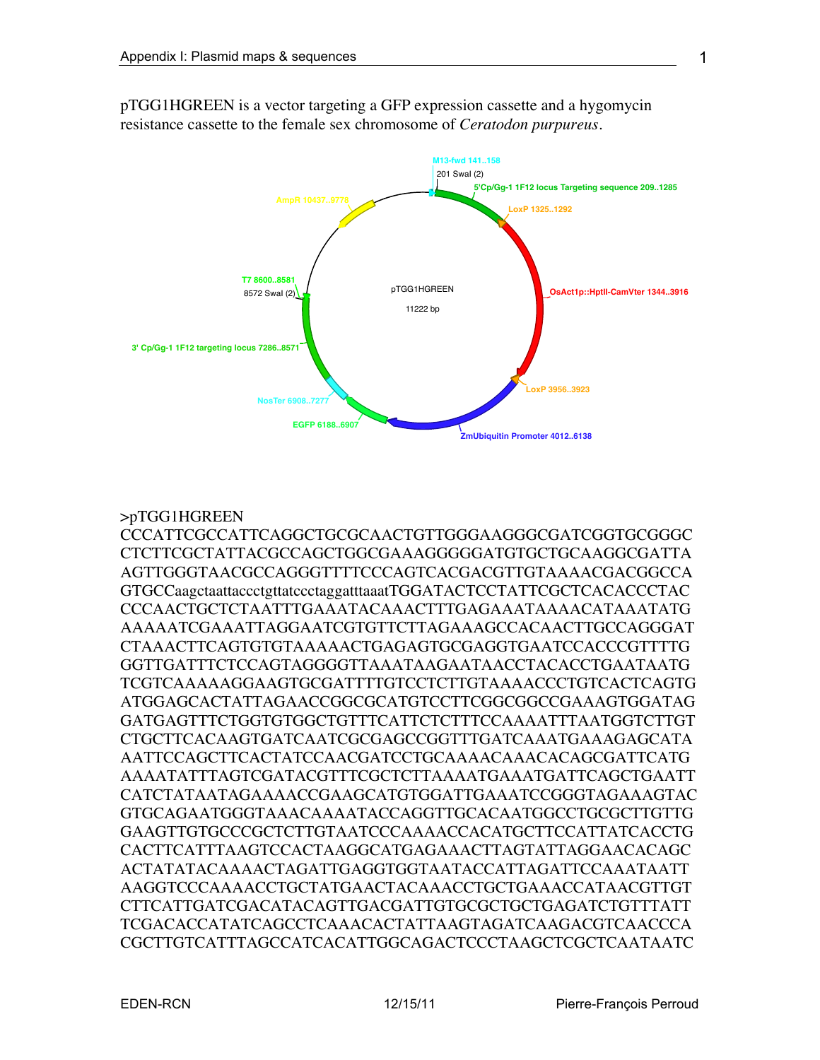pTGG1HGREEN is a vector targeting a GFP expression cassette and a hygomycin resistance cassette to the female sex chromosome of *Ceratodon purpureus*.

M13-fwd 141..158
201 SwaI (2)
5'Cp/Gg-1 1F12 locus Targeting sequence 209..1285
LoxP 1325..1292
OsAct1p::HptII-CamVter 1344..3916
LoxP 3956..3923
ZmUbiquitin Promoter 4012..6138
EGFP 6188..6907
NosTer 6908..7277
3' Cp/Gg-1 1F12 targeting locus 7286..8571
8572 SwaI (2)
T7 8600..8581
AmpR 10437..9778

pTGG1HGREEN
11222 bp

>pTGG1HGREEN
CCCATTCGCCATTCAGGCTGCGCAACTGTTGGGAAGGGCGATCGGTGCGGGC
CTCTTCGCTATTACGCCAGCTGGCGAAAGGGGGATGTGCTGCAAGGCGATTA
AGTTGGGTAACGCCAGGGTTTTCCCAGTCACGACGTTGTAAAACGACGGCCA
GTGCCaagctaattaccctgttatccctaggatttaaatTGGATACTCCTATTCGCTCACACCCTAC
CCCAACTGCTCTAATTTGAAATACAAACTTTGAGAAATAAAACATAAATATG
AAAAATCGAAATTAGGAATCGTGTTCTTAGAAAGCCACAACTTGCCAGGGAT
CTAAACTTCAGTGTGTAAAAACTGAGAGTGCGAGGTGAATCCACCCGTTTTG
GGTTGATTTCTCCAGTAGGGGTTAAATAAGAATAACCTACACCTGAATAATG
TCGTCAAAAAGGAAGTGCGATTTTGTCCTCTTGTAAAACCCTGTCACTCAGTG
ATGGAGCACTATTAGAACCGGCGCATGTCCTTCGGCGGCCGAAAGTGGATAG
GATGAGTTTCTGGTGTGGCTGTTTCATTCTCTTTCCAAAATTTAATGGTCTTGT
CTGCTTCACAAGTGATCAATCGCGAGCCGGTTTGATCAAATGAAAGAGCATA
AATTCCAGCTTCACTATCCAACGATCCTGCAAAACAAACACAGCGATTCATG
AAAATATTTAGTCGATACGTTTCGCTCTTAAAATGAAATGATTCAGCTGAATT
CATCTATAATAGAAAACCGAAGCATGTGGATTGAAATCCGGGTAGAAAGTAC
GTGCAGAATGGGTAAACAAAATACCAGGTTGCACAATGGCCTGCGCTTGTTG
GAAGTTGTGCCCGCTCTTGTAATCCCAAAACCACATGCTTCCATTATCACCTG
CACTTCATTTAAGTCCACTAAGGCATGAGAAACTTAGTATTAGGAACACAGC
ACTATATACAAAACTAGATTGAGGTGGTAATACCATTAGATTCCAAATAATT
AAGGTCCCAAAACCTGCTATGAACTACAAACCTGCTGAAACCATAACGTTGT
CTTCATTGATCGACATACAGTTGACGATTGTGCGCTGCTGAGATCTGTTTATT
TCGACACCATATCAGCCTCAAACACTATTAAGTAGATCAAGACGTCAACCCA
CGCTTGTCATTTAGCCATCACATTGGCAGACTCCCTAAGCTCGCTCAATAATC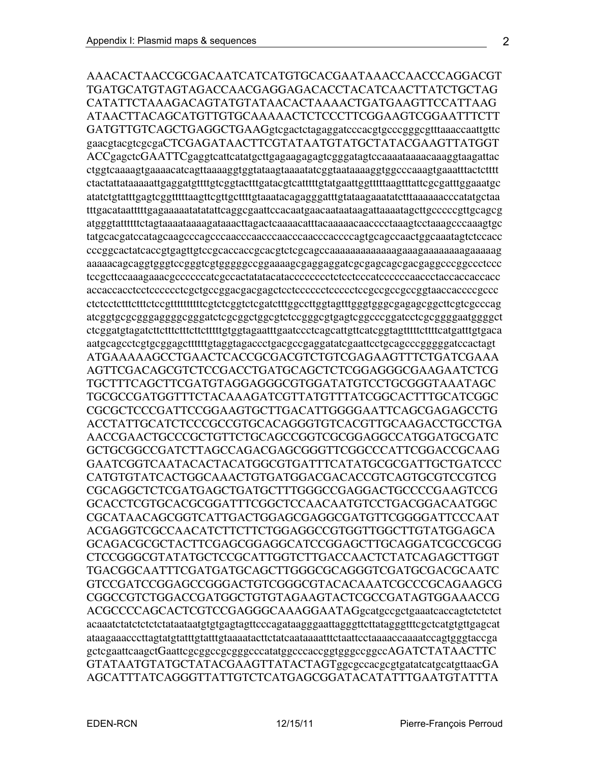AAACACTAACCGCGACAATCATCATGTGCACGAATAAACCAACCCAGGACGT
TGATGCATGTAGTAGACCAACGAGGAGACACCTACATCAACTTATCTGCTAG
CATATTCTAAAGACAGTATGTATAACACTAAAACTGATGAAGTTCCATTAAG
ATAACTTACAGCATGTTGTGCAAAAACTCTCCCTTCGGAAGTCGGAATTTCTT
GATGTTGTCAGCTGAGGCTGAAGgtcgactctagaggatcccacgtgcccgggcgtttaaaccaattgttc
gaacgtacgtcgcgaCTCGAGATAACTTCGTATAATGTATGCTATACGAAGTTATGGT
ACCgagctcGAATTCgaggtcattcatatgcttgagaagagagtcgggatagtccaaaataaaacaaaggtaagattac
ctggtcaaaagtgaaaacatcagttaaaaggtggtataagtaaaatatcggtaataaaaggtggcccaaagtgaaatttactctttt
ctactattataaaaattgaggatgttttgtcggtactttgatacgtcatttttgtatgaattggtttttaagtttattcgcgatttggaaatgc
atatctgtatttgagtcggtttttaagttcgttgcttttgtaaatacagagggatttgtataagaaatatctttaaaaaacccatatgctaa
tttgacataatttttgagaaaaatatatattcaggcgaattccacaatgaacaataataagattaaaatagcttgcccccgttgcagcg
atgggtatttttctagtaaaataaaagataaacttagactcaaaacatttacaaaacaacccctaaagtcctaaagcccaaagtgc
tatgcacgatccatagcaagcccagcccaacccaacccaacccaacccaccccagtgcagccaactggcaaatagtctccacc
cccggcactatcaccgtgagttgtccgcaccaccgcacgtctcgcagccaaaaaaaaaaaaagaaagaaaaaaaagaaaaag
aaaaacagcaggtgggtccgggtcgtgggggccggaaaagcgaggaggatcgcgagcagcgacgaggcccggccctccc
tccgcttccaaagaaacgccccccatcgccactatatacatacccccccctctcctcccatcccccaaccctaccaccaccacc
accaccacctcctcccccctcgctgccggacgacgagctcctcccccctcccccctccgccgccgccggtaaccaccccgccc
ctctcctctttctttctccgttttttttcgtctcggtctcgatctttggccttggtagtttgggtgggcgagagcggcttcgtcgcccag
atcggtgcgcgggagggggcgggatctcgcggctggcgtctccgggcgtgagtcggcccggatcctcgcggggaatggggct
ctcggatgtagatcttctttctttcttctttttgtggtagaatttgaatccctcagcattgttcatcggtagtttttcttttcatgatttgtgaca
aatgcagcctcgtgcggagcttttttgtaggtagaccctgacgccgaggatatcgaattcctgcagcccgggggatccactagt
ATGAAAAAGCCTGAACTCACCGCGACGTCTGTCGAGAAGTTTCTGATCGAAA
AGTTCGACAGCGTCTCCGACCTGATGCAGCTCTCGGAGGGCGAAGAATCTCG
TGCTTTCAGCTTCGATGTAGGAGGGCGTGGATATGTCCTGCGGGTAAATAGC
TGCGCCGATGGTTTCTACAAAGATCGTTATGTTTATCGGCACTTTGCATCGGC
CGCGCTCCCGATTCCGGAAGTGCTTGACATTGGGGAATTCAGCGAGAGCCTG
ACCTATTGCATCTCCCGCCGTGCACAGGGTGTCACGTTGCAAGACCTGCCTGA
AACCGAACTGCCCGCTGTTCTGCAGCCGGTCGCGGAGGCCATGGATGCGATC
GCTGCGGCCGATCTTAGCCAGACGAGCGGGTTCGGCCCATTCGGACCGCAAG
GAATCGGTCAATACACTACATGGCGTGATTTCATATGCGCGATTGCTGATCCC
CATGTGTATCACTGGCAAACTGTGATGGACGACACCGTCAGTGCGTCCGTCG
CGCAGGCTCTCGATGAGCTGATGCTTTGGGCCGAGGACTGCCCCGAAGTCCG
GCACCTCGTGCACGCGGATTTCGGCTCCAACAATGTCCTGACGGACAATGGC
CGCATAACAGCGGTCATTGACTGGAGCGAGGCGATGTTCGGGGATTCCCAAT
ACGAGGTCGCCAACATCTTCTTCTGGAGGCCGTGGTTGGCTTGTATGGAGCA
GCAGACGCGCTACTTCGAGCGGAGGCATCCGGAGCTTGCAGGATCGCCGCGG
CTCCGGGCGTATATGCTCCGCATTGGTCTTGACCAACTCTATCAGAGCTTGGT
TGACGGCAATTTCGATGATGCAGCTTGGGCGCAGGGTCGATGCGACGCAATC
GTCCGATCCGGAGCCGGGACTGTCGGGCGTACACAAATCGCCCGCAGAAGCG
CGGCCGTCTGGACCGATGGCTGTGTAGAAGTACTCGCCGATAGTGGAAACCG
ACGCCCCAGCACTCGTCCGAGGGCAAAGGAATAGgcatgccgctgaaatcaccagtctctct
acaaatctatctctctctataataatgtgtgagtagttcccagataagggaattagggttcttatagggtttcgctcatgtgttgagcat
ataagaaacccttagtatgtatttgtatttgtaaaatacttctatcaataaaatttctaattcctaaaaccaaaatccagtgggtaccga
gctcgaattcaagctGaattcgcggccgcgggcccatatggcccaccggtgggccggccAGATCTATAACTTC
GTATAATGTATGCTATACGAAGTTATACTAGTggcgccacgcgtgatatcatgcatgttaacGA
AGCATTTATCAGGGTTATTGTCTCATGAGCGGATACATATTTGAATGTATTTA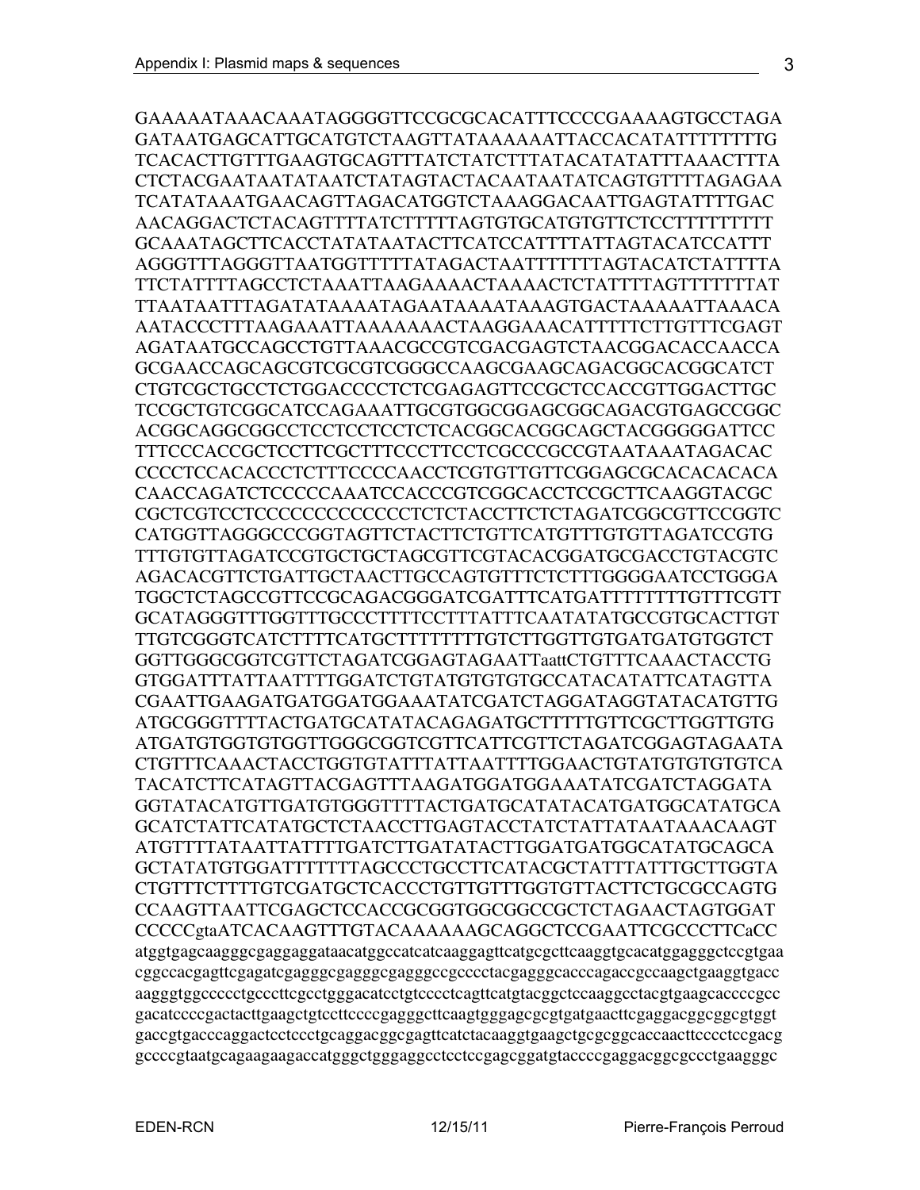GAAAAATAAACAAATAGGGGTTCCGCGCACATTTCCCCGAAAAGTGCCTAGA
GATAATGAGCATTGCATGTCTAAGTTATAAAAAATTACCACATATTTTTTTTG
TCACACTTGTTTGAAGTGCAGTTTATCTATCTTTATACATATATTTAAACTTTA
CTCTACGAATAATATAATCTATAGTACTACAATAATATCAGTGTTTTAGAGAA
TCATATAAATGAACAGTTAGACATGGTCTAAAGGACAATTGAGTATTTTGAC
AACAGGACTCTACAGTTTTATCTTTTTAGTGTGCATGTGTTCTCCTTTTTTTTT
GCAAATAGCTTCACCTATATAATACTTCATCCATTTTATTAGTACATCCATTT
AGGGTTTAGGGTTAATGGTTTTTATAGACTAATTTTTTTAGTACATCTATTTTA
TTCTATTTTAGCCTCTAAATTAAGAAAACTAAAACTCTATTTTAGTTTTTTTAT
TTAATAATTTAGATATAAAATAGAATAAAATAAAGTGACTAAAAATTAAACA
AATACCCTTTAAGAAATTAAAAAAACTAAGGAAACATTTTTCTTGTTTCGAGT
AGATAATGCCAGCCTGTTAAACGCCGTCGACGAGTCTAACGGACACCAACCA
GCGAACCAGCAGCGTCGCGTCGGGCCAAGCGAAGCAGACGGCACGGCATCT
CTGTCGCTGCCTCTGGACCCCTCTCGAGAGTTCCGCTCCACCGTTGGACTTGC
TCCGCTGTCGGCATCCAGAAATTGCGTGGCGGAGCGGCAGACGTGAGCCGGC
ACGGCAGGCGGCCTCCTCCTCCTCTCACGGCACGGCAGCTACGGGGGATTCC
TTTCCCACCGCTCCTTCGCTTTCCCTTCCTCGCCCGCCGTAATAAATAGACAC
CCCCTCCACACCCTCTTTCCCCAACCTCGTGTTGTTCGGAGCGCACACACACA
CAACCAGATCTCCCCCAAATCCACCCGTCGGCACCTCCGCTTCAAGGTACGC
CGCTCGTCCTCCCCCCCCCCCCCCTCTCTACCTTCTCTAGATCGGCGTTCCGGTC
CATGGTTAGGGCCCGGTAGTTCTACTTCTGTTCATGTTTGTGTTAGATCCGTG
TTTGTGTTAGATCCGTGCTGCTAGCGTTCGTACACGGATGCGACCTGTACGTC
AGACACGTTCTGATTGCTAACTTGCCAGTGTTTCTCTTTGGGGAATCCTGGGA
TGGCTCTAGCCGTTCCGCAGACGGGATCGATTTCATGATTTTTTTTGTTTCGTT
GCATAGGGTTTGGTTTGCCCTTTTCCTTTATTTCAATATATGCCGTGCACTTGT
TTGTCGGGTCATCTTTTCATGCTTTTTTTTGTCTTGGTTGTGATGATGTGGTCT
GGTTGGGCGGTCGTTCTAGATCGGAGTAGAATTaattCTGTTTCAAACTACCTG
GTGGATTTATTAATTTTGGATCTGTATGTGTGTGCCATACATATTCATAGTTA
CGAATTGAAGATGATGGATGGAAATATCGATCTAGGATAGGTATACATGTTG
ATGCGGGTTTTACTGATGCATATACAGAGATGCTTTTTGTTCGCTTGGTTGTG
ATGATGTGGTGTGGTTGGGCGGTCGTTCATTCGTTCTAGATCGGAGTAGAATA
CTGTTTCAAACTACCTGGTGTATTTATTAATTTTGGAACTGTATGTGTGTGTCA
TACATCTTCATAGTTACGAGTTTAAGATGGATGGAAATATCGATCTAGGATA
GGTATACATGTTGATGTGGGTTTTACTGATGCATATACATGATGGCATATGCA
GCATCTATTCATATGCTCTAACCTTGAGTACCTATCTATTATAATAAACAAGT
ATGTTTTATAATTATTTTGATCTTGATATACTTGGATGATGGCATATGCAGCA
GCTATATGTGGATTTTTTTAGCCCTGCCTTCATACGCTATTTATTTGCTTGGTA
CTGTTTCTTTTGTCGATGCTCACCCTGTTGTTTGGTGTTACTTCTGCGCCAGTG
CCAAGTTAATTCGAGCTCCACCGCGGTGGCGGCCGCTCTAGAACTAGTGGAT
CCCCCgtaATCACAAGTTTGTACAAAAAAGCAGGCTCCGAATTCGCCCTTCaCC
atggtgagcaagggcgaggaggataacatggccatcatcaaggagttcatgcgcttcaaggtgcacatggagggctccgtgaa
cggccacgagttcgagatcgagggcgagggcgagggccgcccctacgagggcacccagaccgccaagctgaaggtgacc
aagggtggccccctgcccttcgcctgggacatcctgtcccctcagttcatgtacggctccaaggcctacgtgaagcaccccgcc
gacatccccgactacttgaagctgtccttccccgagggcttcaagtgggagcgcgtgatgaacttcgaggacggcggcgtggt
gaccgtgacccaggactcctccctgcaggacggcgagttcatctacaaggtgaagctgcgcggcaccaacttcccctccgacg
gccccgtaatgcagaagaagaccatgggctgggaggcctcctccgagcggatgtaccccgaggacggcgccctgaagggc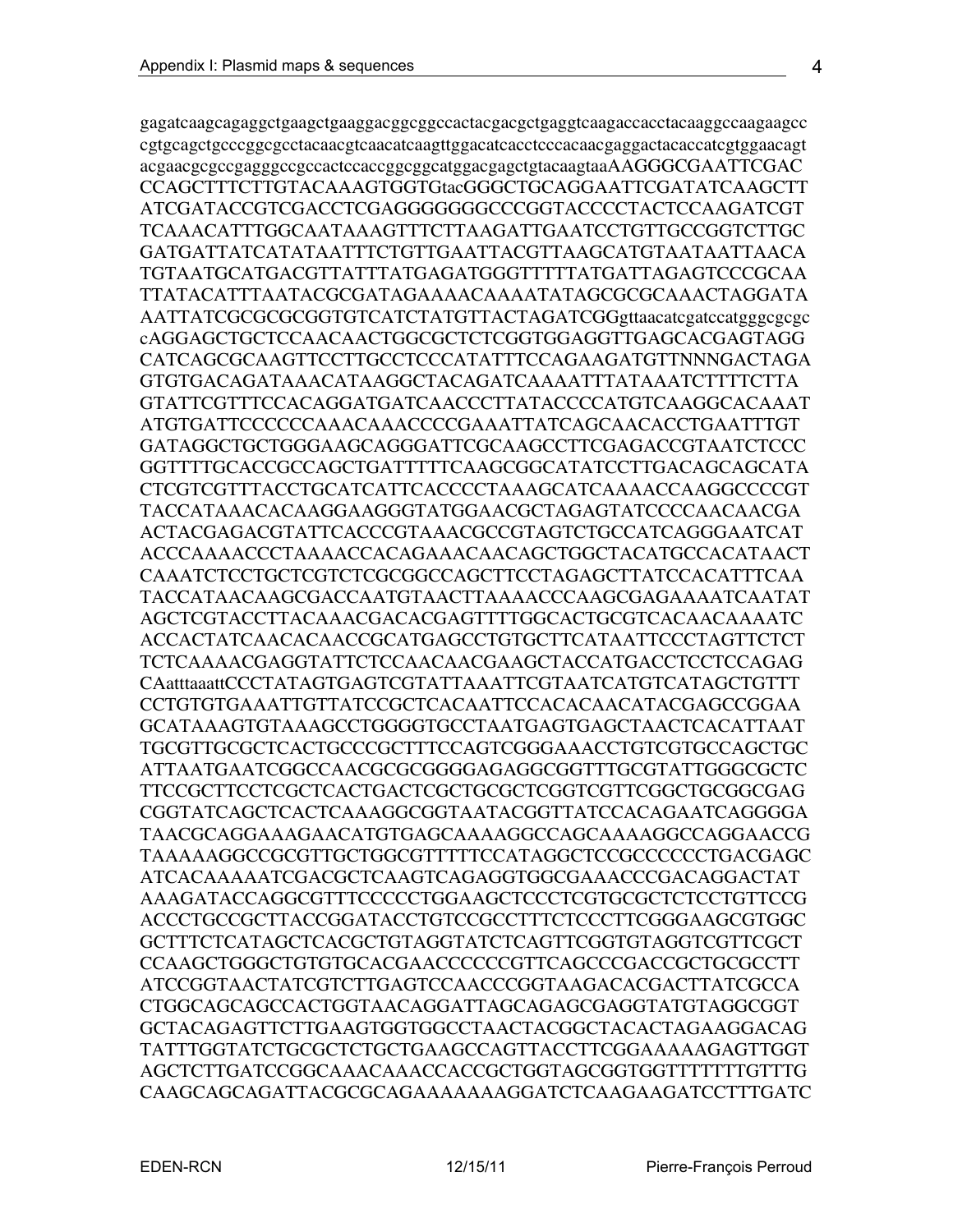gagatcaagcagaggctgaagctgaaggacggcggccactacgacgctgaggtcaagaccacctacaaggccaagaagcc
cgtgcagctgcccggcgcctacaacgtcaacatcaagttggacatcacctcccacaacgaggactacaccatcgtggaacagt
acgaacgcgccgagggccgccactccaccggcggcatggacgagctgtacaagtaaAAGGGCGAATTCGAC
CCAGCTTTCTTGTACAAAGTGGTGtacGGGCTGCAGGAATTCGATATCAAGCTT
ATCGATACCGTCGACCTCGAGGGGGGGCCCGGTACCCCTACTCCAAGATCGT
TCAAACATTTGGCAATAAAGTTTCTTAAGATTGAATCCTGTTGCCGGTCTTGC
GATGATTATCATATAATTTCTGTTGAATTACGTTAAGCATGTAATAATTAACA
TGTAATGCATGACGTTATTTATGAGATGGGTTTTTATGATTAGAGTCCCGCAA
TTATACATTTAATACGCGATAGAAAACAAAATATAGCGCGCAAACTAGGATA
AATTATCGCGCGCGGTGTCATCTATGTTACTAGATCGGgttaacatcgatccatgggcgcgc
cAGGAGCTGCTCCAACAACTGGCGCTCTCGGTGGAGGTTGAGCACGAGTAGG
CATCAGCGCAAGTTCCTTGCCTCCCATATTTCCAGAAGATGTTNNNGACTAGA
GTGTGACAGATAAACATAAGGCTACAGATCAAAATTTATAAATCTTTTCTTA
GTATTCGTTTCCACAGGATGATCAACCCTTATACCCCATGTCAAGGCACAAAT
ATGTGATTCCCCCCAAACAAACCCCGAAATTATCAGCAACACCTGAATTTGT
GATAGGCTGCTGGGAAGCAGGGATTCGCAAGCCTTCGAGACCGTAATCTCCC
GGTTTTGCACCGCCAGCTGATTTTTCAAGCGGCATATCCTTGACAGCAGCATA
CTCGTCGTTTACCTGCATCATTCACCCCTAAAGCATCAAAACCAAGGCCCCGT
TACCATAAACACAAGGAAGGGTATGGAACGCTAGAGTATCCCCAACAACGA
ACTACGAGACGTATTCACCCGTAAACGCCGTAGTCTGCCATCAGGGAATCAT
ACCCAAAACCCTAAAACCACAGAAACAACAGCTGGCTACATGCCACATAACT
CAAATCTCCTGCTCGTCTCGCGGCCAGCTTCCTAGAGCTTATCCACATTTCAA
TACCATAACAAGCGACCAATGTAACTTAAAACCCAAGCGAGAAAATCAATAT
AGCTCGTACCTTACAAACGACACGAGTTTGGCACTGCGTCACAACAAAATC
ACCACTATCAACACAACCGCATGAGCCTGTGCTTCATAATTCCCTAGTTCTCT
TCTCAAAACGAGGTATTCTCCAACAACGAAGCTACCATGACCTCCTCCAGAG
CAatttaaattCCCTATAGTGAGTCGTATTAAATTCGTAATCATGTCATAGCTGTTT
CCTGTGTGAAATTGTTATCCGCTCACAATTCCACACAACATACGAGCCGGAA
GCATAAAGTGTAAAGCCTGGGGTGCCTAATGAGTGAGCTAACTCACATTAAT
TGCGTTGCGCTCACTGCCCGCTTTCCAGTCGGGAAACCTGTCGTGCCAGCTGC
ATTAATGAATCGGCCAACGCGCGGGGAGAGGCGGTTTGCGTATTGGGCGCTC
TTCCGCTTCCTCGCTCACTGACTCGCTGCGCTCGGTCGTTCGGCTGCGGCGAG
CGGTATCAGCTCACTCAAAGGCGGTAATACGGTTATCCACAGAATCAGGGGA
TAACGCAGGAAAGAACATGTGAGCAAAAGGCCAGCAAAAGGCCAGGAACCG
TAAAAAGGCCGCGTTGCTGGCGTTTTTCCATAGGCTCCGCCCCCCTGACGAGC
ATCACAAAAATCGACGCTCAAGTCAGAGGTGGCGAAACCCGACAGGACTAT
AAAGATACCAGGCGTTTCCCCCTGGAAGCTCCCTCGTGCGCTCTCCTGTTCCG
ACCCTGCCGCTTACCGGATACCTGTCCGCCTTTCTCCCTTCGGGAAGCGTGGC
GCTTTCTCATAGCTCACGCTGTAGGTATCTCAGTTCGGTGTAGGTCGTTCGCT
CCAAGCTGGGCTGTGTGCACGAACCCCCCGTTCAGCCCGACCGCTGCGCCTT
ATCCGGTAACTATCGTCTTGAGTCCAACCCGGTAAGACACGACTTATCGCCA
CTGGCAGCAGCCACTGGTAACAGGATTAGCAGAGCGAGGTATGTAGGCGGT
GCTACAGAGTTCTTGAAGTGGTGGCCTAACTACGGCTACACTAGAAGGACAG
TATTTGGTATCTGCGCTCTGCTGAAGCCAGTTACCTTCGGAAAAAGAGTTGGT
AGCTCTTGATCCGGCAAACAAACCACCGCTGGTAGCGGTGGTTTTTTTGTTTG
CAAGCAGCAGATTACGCGCAGAAAAAAAGGATCTCAAGAAGATCCTTTGATC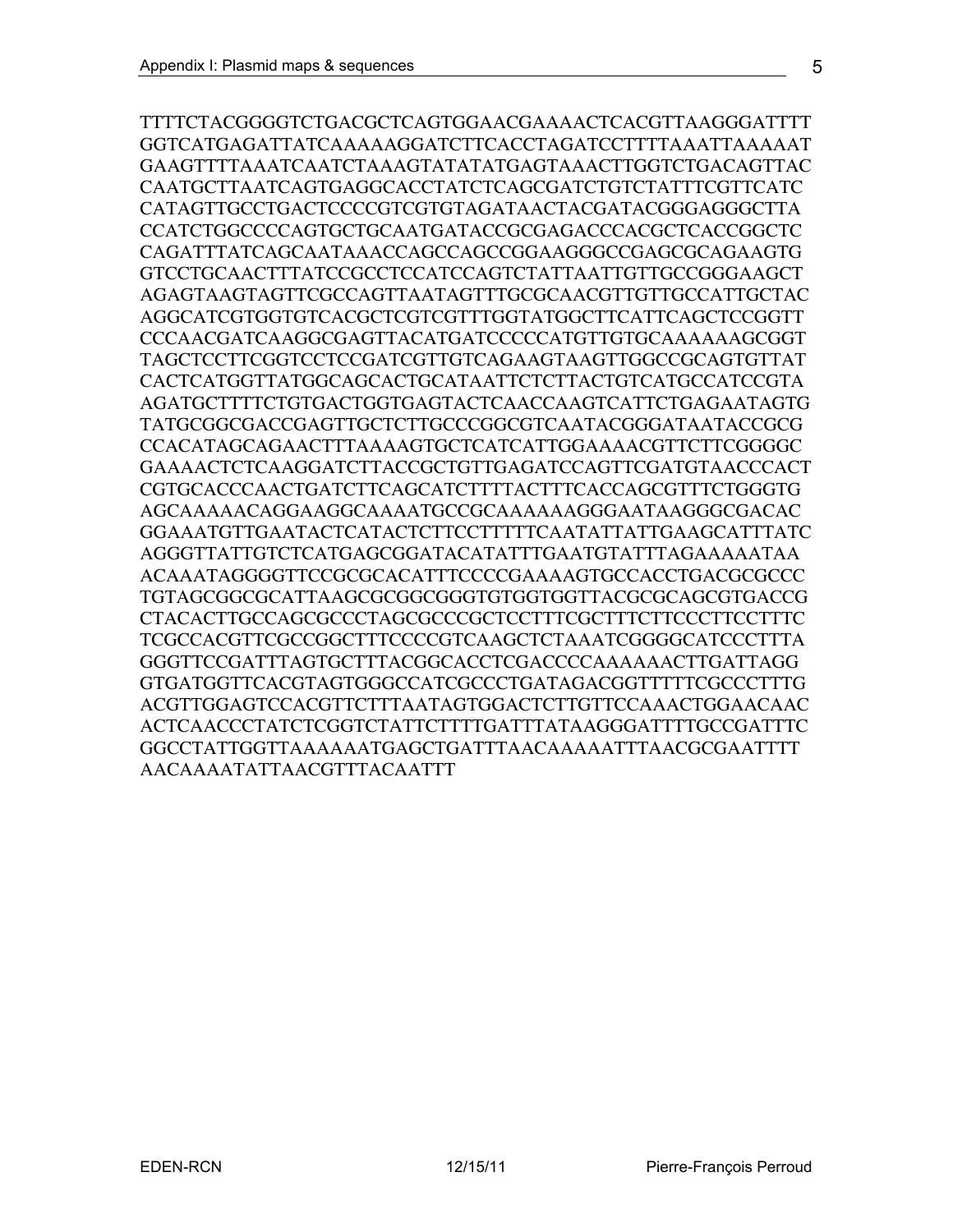TTTTCTACGGGGTCTGACGCTCAGTGGAACGAAAACTCACGTTAAGGGATTTT
GGTCATGAGATTATCAAAAAGGATCTTCACCTAGATCCTTTTAAATTAAAAAT
GAAGTTTTAAATCAATCTAAAGTATATATGAGTAAACTTGGTCTGACAGTTAC
CAATGCTTAATCAGTGAGGCACCTATCTCAGCGATCTGTCTATTTCGTTCATC
CATAGTTGCCTGACTCCCCGTCGTGTAGATAACTACGATACGGGAGGGCTTA
CCATCTGGCCCCAGTGCTGCAATGATACCGCGAGACCCACGCTCACCGGCTC
CAGATTTATCAGCAATAAACCAGCCAGCCGGAAGGGCCGAGCGCAGAAGTG
GTCCTGCAACTTTATCCGCCTCCATCCAGTCTATTAATTGTTGCCGGGAAGCT
AGAGTAAGTAGTTCGCCAGTTAATAGTTTGCGCAACGTTGTTGCCATTGCTAC
AGGCATCGTGGTGTCACGCTCGTCGTTTGGTATGGCTTCATTCAGCTCCGGTT
CCCAACGATCAAGGCGAGTTACATGATCCCCCATGTTGTGCAAAAAAGCGGT
TAGCTCCTTCGGTCCTCCGATCGTTGTCAGAAGTAAGTTGGCCGCAGTGTTAT
CACTCATGGTTATGGCAGCACTGCATAATTCTCTTACTGTCATGCCATCCGTA
AGATGCTTTTCTGTGACTGGTGAGTACTCAACCAAGTCATTCTGAGAATAGTG
TATGCGGCGACCGAGTTGCTCTTGCCCGGCGTCAATACGGGATAATACCGCG
CCACATAGCAGAACTTTAAAAGTGCTCATCATTGGAAAACGTTCTTCGGGGC
GAAAACTCTCAAGGATCTTACCGCTGTTGAGATCCAGTTCGATGTAACCCACT
CGTGCACCCAACTGATCTTCAGCATCTTTTACTTTCACCAGCGTTTCTGGGTG
AGCAAAAACAGGAAGGCAAAATGCCGCAAAAAAGGGAATAAGGGCGACAC
GGAAATGTTGAATACTCATACTCTTCCTTTTTCAATATTATTGAAGCATTTATC
AGGGTTATTGTCTCATGAGCGGATACATATTTGAATGTATTTAGAAAAATAA
ACAAATAGGGGTTCCGCGCACATTTCCCCGAAAAGTGCCACCTGACGCGCCC
TGTAGCGGCGCATTAAGCGCGGCGGGTGTGGTGGTTACGCGCAGCGTGACCG
CTACACTTGCCAGCGCCCTAGCGCCCGCTCCTTTCGCTTTCTTCCCTTCCTTTC
TCGCCACGTTCGCCGGCTTTCCCCGTCAAGCTCTAAATCGGGGCATCCCTTTA
GGGTTCCGATTTAGTGCTTTACGGCACCTCGACCCCAAAAAACTTGATTAGG
GTGATGGTTCACGTAGTGGGCCATCGCCCTGATAGACGGTTTTTCGCCCTTTG
ACGTTGGAGTCCACGTTCTTTAATAGTGGACTCTTGTTCCAAACTGGAACAAC
ACTCAACCCTATCTCGGTCTATTCTTTTGATTTATAAGGGATTTTGCCGATTTC
GGCCTATTGGTTAAAAAATGAGCTGATTTAACAAAAATTTAACGCGAATTTT
AACAAAATATTAACGTTTACAATTT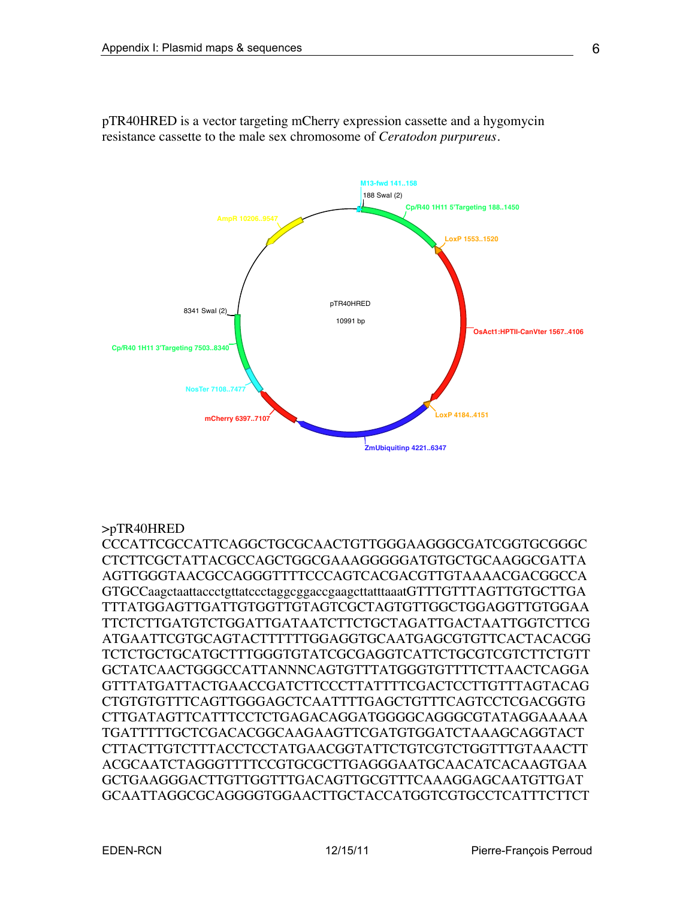pTR40HRED is a vector targeting mCherry expression cassette and a hygomycin resistance cassette to the male sex chromosome of *Ceratodon purpureus*.

M13-fwd 141..158
188 SwaI (2)
Cp/R40 1H11 5'Targeting 188..1450
LoxP 1553..1520
OsAct1:HPTII-CanVter 1567..4106
LoxP 4184..4151
ZmUbiquitinp 4221..6347
mCherry 6397..7107
NosTer 7108..7477
Cp/R40 1H11 3'Targeting 7503..8340
8341 SwaI (2)
AmpR 10206..9547

pTR40HRED

10991 bp

```
>pTR40HRED
CCCATTCGCCATTCAGGCTGCGCAACTGTTGGGAAGGGCGATCGGTGCGGGC
CTCTTCGCTATTACGCCAGCTGGCGAAAGGGGGATGTGCTGCAAGGCGATTA
AGTTGGGTAACGCCAGGGTTTTCCCAGTCACGACGTTGTAAAACGACGGCCA
GTGCCaagctaattaccctgttatccctaggcggaccgaagcttatttaaatGTTTGTTTAGTTGTGCTTGA
TTTATGGAGTTGATTGTGGTTGTAGTCGCTAGTGTTGGCTGGAGGTTGTGGAA
TTCTCTTGATGTCTGGATTGATAATCTTCTGCTAGATTGACTAATTGGTCTTCG
ATGAATTCGTGCAGTACTTTTTTGGAGGTGCAATGAGCGTGTTCACTACACGG
TCTCTGCTGCATGCTTTGGGTGTATCGCGAGGTCATTCTGCGTCGTCTTCTGTT
GCTATCAACTGGGCCATTANNNCAGTGTTTATGGGTGTTTTCTTAACTCAGGA
GTTTATGATTACTGAACCGATCTTCCCTTATTTTCGACTCCTTGTTTAGTACAG
CTGTGTGTTTCAGTTGGGAGCTCAATTTTGAGCTGTTTCAGTCCTCGACGGTG
CTTGATAGTTCATTTCCTCTGAGACAGGATGGGGCAGGGCGTATAGGAAAAA
TGATTTTTGCTCGACACGGCAAGAAGTTCGATGTGGATCTAAAGCAGGTACT
CTTACTTGTCTTTACCTCCTATGAACGGTATTCTGTCGTCTGGTTTGTAAACTT
ACGCAATCTAGGGTTTTCCGTGCGCTTGAGGGAATGCAACATCACAAGTGAA
GCTGAAGGGACTTGTTGGTTTGACAGTTGCGTTTCAAAGGAGCAATGTTGAT
GCAATTAGGCGCAGGGGTGGAACTTGCTACCATGGTCGTGCCTCATTTCTTCT
```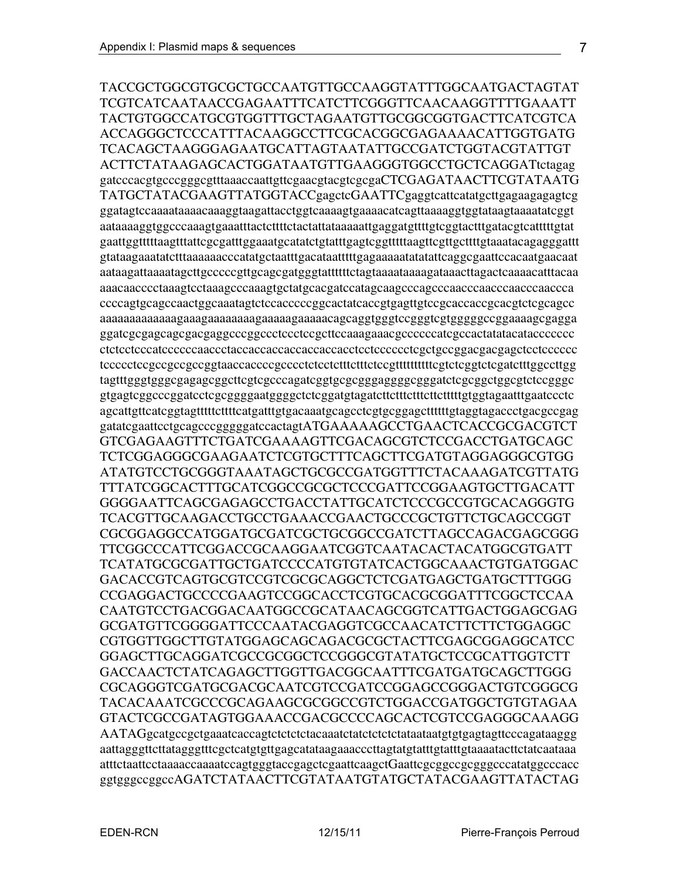TACCGCTGGCGTGCGCTGCCAATGTTGCCAAGGTATTTGGCAATGACTAGTAT
TCGTCATCAATAACCGAGAATTTCATCTTCGGGTTCAACAAGGTTTTGAAATT
TACTGTGGCCATGCGTGGTTTGCTAGAATGTTGCGGCGGTGACTTCATCGTCA
ACCAGGGCTCCCATTTACAAGGCCTTCGCACGGCGAGAAAACATTGGTGATG
TCACAGCTAAGGGAGAATGCATTAGTAATATTGCCGATCTGGTACGTATTGT
ACTTCTATAAGAGCACTGGATAATGTTGAAGGGTGGCCTGCTCAGGATtctagag
gatcccacgtgcccgggcgtttaaaccaattgttcgaacgtacgtcgcgaCTCGAGATAACTTCGTATAATG
TATGCTATACGAAGTTATGGTACCgagctcGAATTCgaggtcattcatatgcttgagaagagagtcg
ggatagtccaaaataaaacaaaggtaagattacctggtcaaaagtgaaaacatcagttaaaaggtggtataagtaaaatatcggt
aataaaaggtggcccaaagtgaaatttactcttttctactattataaaaattgaggatgttttgtcggtactttgatacgtcatttttgtat
gaattggtttttaagtttattcgcgatttggaaatgcatatctgtatttgagtcgggtttttaagttcgttgcttttgtaaatacagagggattt
gtataagaaatatctttaaaaaacccatatgctaatttgacataattttgagaaaaatatatattcaggcgaattccacaatgaacaat
aataagattaaaatagcttgcccccgttgcagcgatgggtatttttctagtaaaataaaagataaacttagactcaaaacatttacaa
aaacaacccctaaagtcctaaagcccaaagtgctatgcacgatccatagcaagcccagcccaacccaacccaacccaaccca
ccccagtgcagccaactggcaaatagtctccacccccggcactatcaccgtgagttgtccgcaccaccgcacgtctcgcagcc
aaaaaaaaaaaaagaaagaaaaaaaagaaaaagaaaaacagcaggtgggtccgggtcgtgggggccggaaaagcgagga
ggatcgcgagcagcgacgaggcccggccctccctccgcttccaaagaaacgccccccatcgccactatatacatacccccc
ctctcctcccatcccccaaccctaccaccaccaccaccaccacctcctcccccctcgctgccggacgacgagctcctcccccc
tccccctccgccgccgccggtaaccaccccgcccctctcctctttctttctccgtttttttttcgtctcggtctcgatctttggccttgg
tagtttgggtgggcgagagcggcttcgtcgcccagatcggtgcgcgggagggggcgggatctcgcggctggcgtctccgggc
gtgagtcggcccggatcctcgcggggaatggggctctcggatgtagatcttctttctttcttctttttgtggtagaatttgaatccctc
agcattgttcatcggtagtttttcttttcatgatttgtgacaaatgcagcctcgtgcggagcttttttgtaggtagaccctgacgccgag
gatatcgaattcctgcagcccgggggatccactagtATGAAAAAGCCTGAACTCACCGCGACGTCT
GTCGAGAAGTTTCTGATCGAAAAGTTCGACAGCGTCTCCGACCTGATGCAGC
TCTCGGAGGGCGAAGAATCTCGTGCTTTCAGCTTCGATGTAGGAGGGCGTGG
ATATGTCCTGCGGGTAAATAGCTGCGCCGATGGTTTCTACAAAGATCGTTATG
TTTATCGGCACTTTGCATCGGCCGCGCTCCCGATTCCGGAAGTGCTTGACATT
GGGGAATTCAGCGAGAGCCTGACCTATTGCATCTCCCGCCGTGCACAGGGTG
TCACGTTGCAAGACCTGCCTGAAACCGAACTGCCCGCTGTTCTGCAGCCGGT
CGCGGAGGCCATGGATGCGATCGCTGCGGCCGATCTTAGCCAGACGAGCGGG
TTCGGCCCATTCGGACCGCAAGGAATCGGTCAATACACTACATGGCGTGATT
TCATATGCGCGATTGCTGATCCCCATGTGTATCACTGGCAAACTGTGATGGAC
GACACCGTCAGTGCGTCCGTCGCGCAGGCTCTCGATGAGCTGATGCTTTGGG
CCGAGGACTGCCCCGAAGTCCGGCACCTCGTGCACGCGGATTTCGGCTCCAA
CAATGTCCTGACGGACAATGGCCGCATAACAGCGGTCATTGACTGGAGCGAG
GCGATGTTCGGGGATTCCCAATACGAGGTCGCCAACATCTTCTTCTGGAGGC
CGTGGTTGGCTTGTATGGAGCAGCAGACGCGCTACTTCGAGCGGAGGCATCC
GGAGCTTGCAGGATCGCCGCGGCTCCGGGCGTATATGCTCCGCATTGGTCTT
GACCAACTCTATCAGAGCTTGGTTGACGGCAATTTCGATGATGCAGCTTGGG
CGCAGGGTCGATGCGACGCAATCGTCCGATCCGGAGCCGGGACTGTCGGGCG
TACACAAATCGCCCGCAGAAGCGCGGCCGTCTGGACCGATGGCTGTGTAGAA
GTACTCGCCGATAGTGGAAACCGACGCCCCAGCACTCGTCCGAGGGCAAAGG
AATAGgcatgccgctgaaatcaccagtctctctctacaaatctatctctctctataataatgtgtgagtagttcccagataaggg
aattagggttcttatagggtttcgctcatgtgttgagcatataagaaacccttagtatgtatttgtatttgtaaaatacttctatcaataaa
atttctaattcctaaaaccaaaatccagtgggtaccgagctcgaattcaagctGaattcgcggccgcgggcccatatggcccacc
ggtgggccggccAGATCTATAACTTCGTATAATGTATGCTATACGAAGTTATACTAG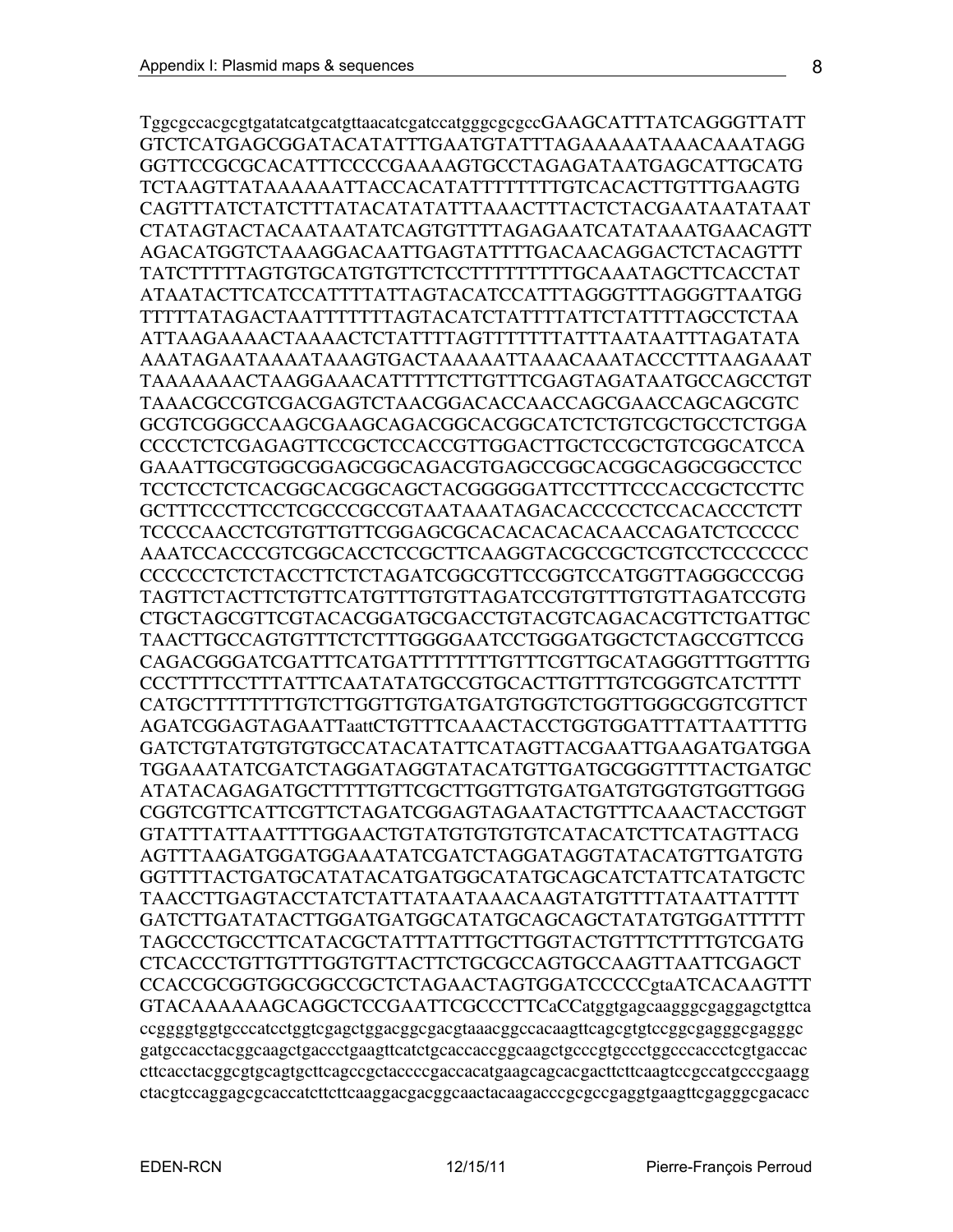TggcgccacgcgtgatatcatgcatgttaacatcgatccatgggcgcgccGAAGCATTTATCAGGGTTATT
GTCTCATGAGCGGATACATATTTGAATGTATTTAGAAAAATAAACAAATAGG
GGTTCCGCGCACATTTCCCCGAAAAGTGCCTAGAGATAATGAGCATTGCATG
TCTAAGTTATAAAAAATTACCACATATTTTTTTTGTCACACTTGTTTGAAGTG
CAGTTTATCTATCTTTATACATATATTTAAACTTTACTCTACGAATAATATAAT
CTATAGTACTACAATAATATCAGTGTTTTAGAGAATCATATAAATGAACAGTT
AGACATGGTCTAAAGGACAATTGAGTATTTTGACAACAGGACTCTACAGTTT
TATCTTTTTAGTGTGCATGTGTTCTCCTTTTTTTTTGCAAATAGCTTCACCTAT
ATAATACTTCATCCATTTTATTAGTACATCCATTTAGGGTTTAGGGTTAATGG
TTTTTATAGACTAATTTTTTTAGTACATCTATTTTATTCTATTTTAGCCTCTAA
ATTAAGAAAACTAAAACTCTATTTTAGTTTTTTTATTTAATAATTTAGATATA
AAATAGAATAAAATAAAGTGACTAAAAATTAAACAAATACCCTTTAAGAAAT
TAAAAAAACTAAGGAAACATTTTTCTTGTTTCGAGTAGATAATGCCAGCCTGT
TAAACGCCGTCGACGAGTCTAACGGACACCAACCAGCGAACCAGCAGCGTC
GCGTCGGGCCAAGCGAAGCAGACGGCACGGCATCTCTGTCGCTGCCTCTGGA
CCCCTCTCGAGAGTTCCGCTCCACCGTTGGACTTGCTCCGCTGTCGGCATCCA
GAAATTGCGTGGCGGAGCGGCAGACGTGAGCCGGCACGGCAGGCGGCCTCC
TCCTCCTCTCACGGCACGGCAGCTACGGGGGATTCCTTTCCCACCGCTCCTTC
GCTTTCCCTTCCTCGCCCGCCGTAATAAATAGACACCCCCTCCACACCCTCTT
TCCCCAACCTCGTGTTGTTCGGAGCGCACACACACACACAACCAGATCTCCCCC
AAATCCACCCGTCGGCACCTCCGCTTCAAGGTACGCCGCTCGTCCTCCCCCCC
CCCCCCTCTCTACCTTCTCTAGATCGGCGTTCCGGTCCATGGTTAGGGCCCGG
TAGTTCTACTTCTGTTCATGTTTGTGTTAGATCCGTGTTTGTGTTAGATCCGTG
CTGCTAGCGTTCGTACACGGATGCGACCTGTACGTCAGACACGTTCTGATTGC
TAACTTGCCAGTGTTTCTCTTTGGGGAATCCTGGGATGGCTCTAGCCGTTCCG
CAGACGGGATCGATTTCATGATTTTTTTTGTTTCGTTGCATAGGGTTTGGTTTG
CCCTTTTCCTTTATTTCAATATATGCCGTGCACTTGTTTGTCGGGTCATCTTTT
CATGCTTTTTTTTGTCTTGGTTGTGATGATGTGGTCTGGTTGGGCGGTCGTTCT
AGATCGGAGTAGAATTaattCTGTTTCAAACTACCTGGTGGATTTATTAATTTTG
GATCTGTATGTGTGTGCCATACATATTCATAGTTACGAATTGAAGATGATGGA
TGGAAATATCGATCTAGGATAGGTATACATGTTGATGCGGGTTTTACTGATGC
ATATACAGAGATGCTTTTTGTTCGCTTGGTTGTGATGATGTGGTGTGGTTGGG
CGGTCGTTCATTCGTTCTAGATCGGAGTAGAATACTGTTTCAAACTACCTGGT
GTATTTATTAATTTTGGAACTGTATGTGTGTGTCATACATCTTCATAGTTACG
AGTTTAAGATGGATGGAAATATCGATCTAGGATAGGTATACATGTTGATGTG
GGTTTTACTGATGCATATACATGATGGCATATGCAGCATCTATTCATATGCTC
TAACCTTGAGTACCTATCTATTATAATAAACAAGTATGTTTTATAATTATTTT
GATCTTGATATACTTGGATGATGGCATATGCAGCAGCTATATGTGGATTTTTT
TAGCCCTGCCTTCATACGCTATTTATTTGCTTGGTACTGTTTCTTTTGTCGATG
CTCACCCTGTTGTTTGGTGTTACTTCTGCGCCAGTGCCAAGTTAATTCGAGCT
CCACCGCGGTGGCGGCCGCTCTAGAACTAGTGGATCCCCCgtaATCACAAGTTT
GTACAAAAAAGCAGGCTCCGAATTCGCCCTTCaCCatggtgagcaagggcgaggagctgttca
ccggggtggtgcccatcctggtcgagctggacggcgacgtaaacggccacaagttcagcgtgtccggcgagggcgagggc
gatgccacctacggcaagctgaccctgaagttcatctgcaccaccggcaagctgcccgtgccctggcccaccctcgtgaccac
cttcacctacggcgtgcagtgcttcagccgctaccccgaccacatgaagcagcacgacttcttcaagtccgccatgcccgaagg
ctacgtccaggagcgcaccatcttcttcaaggacgacggcaactacaagacccgcgccgaggtgaagttcgagggcgacacc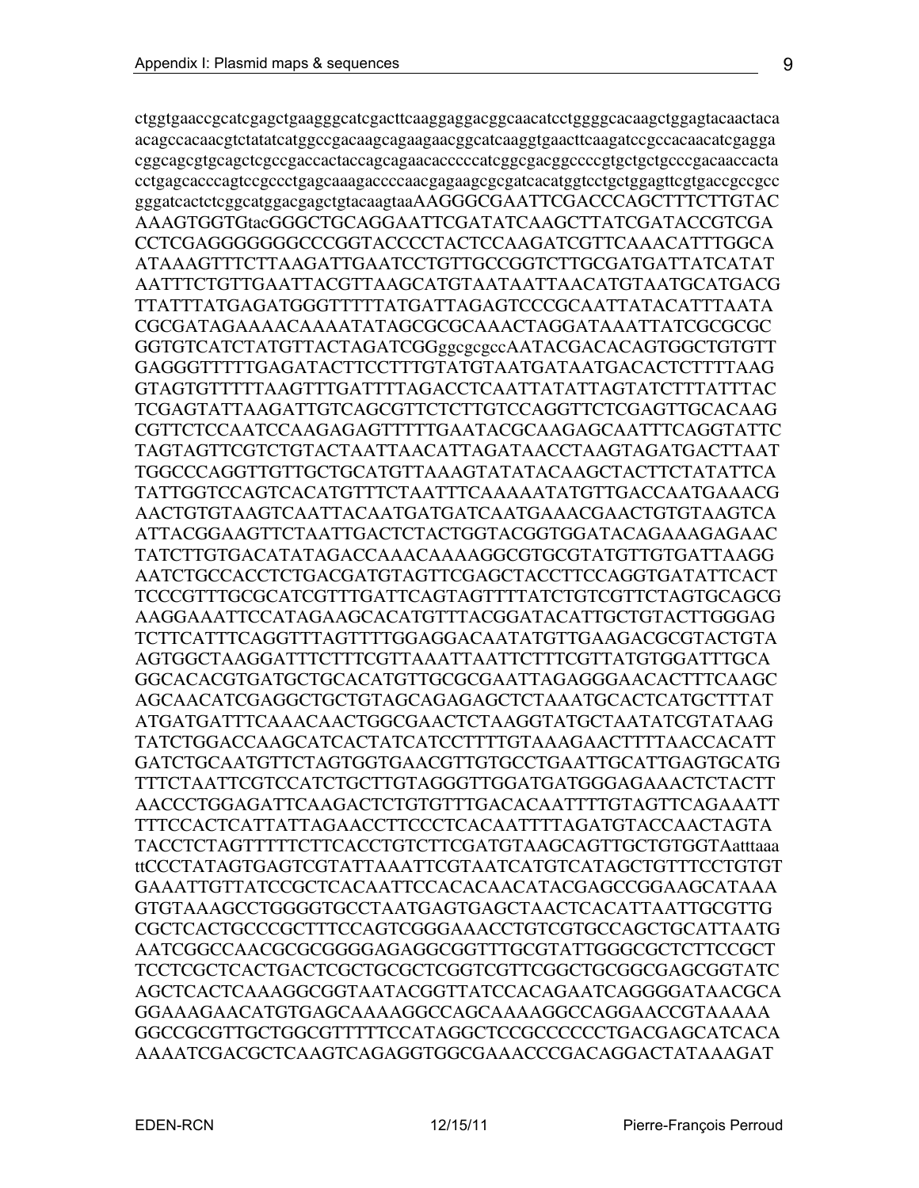ctggtgaaccgcatcgagctgaagggcatcgacttcaaggaggacggcaacatcctggggcacaagctggagtacaactaca
acagccacaacgtctatatcatggccgacaagcagaagaacggcatcaaggtgaacttcaagatccgccacaacatcgagga
cggcagcgtgcagctcgccgaccactaccagcagaacacccccatcggcgacggccccgtgctgctgcccgacaaccacta
cctgagcacccagtccgccctgagcaaagaccccaacgagaagcgcgatcacatggtcctgctggagttcgtgaccgccgcc
gggatcactctcggcatggacgagctgtacaagtaaAAGGGCGAATTCGACCCAGCTTTCTTGTAC
AAAGTGGTGtacGGGCTGCAGGAATTCGATATCAAGCTTATCGATACCGTCGA
CCTCGAGGGGGGGCCCGGTACCCCTACTCCAAGATCGTTCAAACATTTGGCA
ATAAAGTTTCTTAAGATTGAATCCTGTTGCCGGTCTTGCGATGATTATCATAT
AATTTCTGTTGAATTACGTTAAGCATGTAATAATTAACATGTAATGCATGACG
TTATTTATGAGATGGGTTTTTATGATTAGAGTCCCGCAATTATACATTTAATA
CGCGATAGAAAACAAAATATAGCGCGCAAACTAGGATAAATTATCGCGCGC
GGTGTCATCTATGTTACTAGATCGGggcgcgccAATACGACACAGTGGCTGTGTT
GAGGGTTTTTGAGATACTTCCTTTGTATGTAATGATAATGACACTCTTTTAAG
GTAGTGTTTTTAAGTTTGATTTTAGACCTCAATTATATTAGTATCTTTATTTAC
TCGAGTATTAAGATTGTCAGCGTTCTCTTGTCCAGGTTCTCGAGTTGCACAAG
CGTTCTCCAATCCAAGAGAGTTTTTGAATACGCAAGAGCAATTTCAGGTATTC
TAGTAGTTCGTCTGTACTAATTAACATTAGATAACCTAAGTAGATGACTTAAT
TGGCCCAGGTTGTTGCTGCATGTTAAAGTATATACAAGCTACTTCTATATTCA
TATTGGTCCAGTCACATGTTTCTAATTTCAAAAATATGTTGACCAATGAAACG
AACTGTGTAAGTCAATTACAATGATGATCAATGAAACGAACTGTGTAAGTCA
ATTACGGAAGTTCTAATTGACTCTACTGGTACGGTGGATACAGAAAGAGAAC
TATCTTGTGACATATAGACCAAACAAAAGGCGTGCGTATGTTGTGATTAAGG
AATCTGCCACCTCTGACGATGTAGTTCGAGCTACCTTCCAGGTGATATTCACT
TCCCGTTTGCGCATCGTTTGATTCAGTAGTTTTATCTGTCGTTCTAGTGCAGCG
AAGGAAATTCCATAGAAGCACATGTTTACGGATACATTGCTGTACTTGGGAG
TCTTCATTTCAGGTTTAGTTTTGGAGGACAATATGTTGAAGACGCGTACTGTA
AGTGGCTAAGGATTTCTTTCGTTAAATTAATTCTTTCGTTATGTGGATTTGCA
GGCACACGTGATGCTGCACATGTTGCGCGAATTAGAGGGAACACTTTCAAGC
AGCAACATCGAGGCTGCTGTAGCAGAGAGCTCTAAATGCACTCATGCTTTAT
ATGATGATTTCAAACAACTGGCGAACTCTAAGGTATGCTAATATCGTATAAG
TATCTGGACCAAGCATCACTATCATCCTTTTGTAAAGAACTTTTAACCACATT
GATCTGCAATGTTCTAGTGGTGAACGTTGTGCCTGAATTGCATTGAGTGCATG
TTTCTAATTCGTCCATCTGCTTGTAGGGTTGGATGATGGGAGAAACTCTACTT
AACCCTGGAGATTCAAGACTCTGTGTTTGACACAATTTTGTAGTTCAGAAATT
TTTCCACTCATTATTAGAACCTTCCCTCACAATTTTAGATGTACCAACTAGTA
TACCTCTAGTTTTTCTTCACCTGTCTTCGATGTAAGCAGTTGCTGTGGTAatttaaa
ttCCCTATAGTGAGTCGTATTAAATTCGTAATCATGTCATAGCTGTTTCCTGTGT
GAAATTGTTATCCGCTCACAATTCCACACAACATACGAGCCGGAAGCATAAA
GTGTAAAGCCTGGGGTGCCTAATGAGTGAGCTAACTCACATTAATTGCGTTG
CGCTCACTGCCCGCTTTCCAGTCGGGAAACCTGTCGTGCCAGCTGCATTAATG
AATCGGCCAACGCGCGGGGAGAGGCGGTTTGCGTATTGGGCGCTCTTCCGCT
TCCTCGCTCACTGACTCGCTGCGCTCGGTCGTTCGGCTGCGGCGAGCGGTATC
AGCTCACTCAAAGGCGGTAATACGGTTATCCACAGAATCAGGGGATAACGCA
GGAAAGAACATGTGAGCAAAAGGCCAGCAAAAGGCCAGGAACCGTAAAAA
GGCCGCGTTGCTGGCGTTTTTCCATAGGCTCCGCCCCCCTGACGAGCATCACA
AAAATCGACGCTCAAGTCAGAGGTGGCGAAACCCGACAGGACTATAAAGAT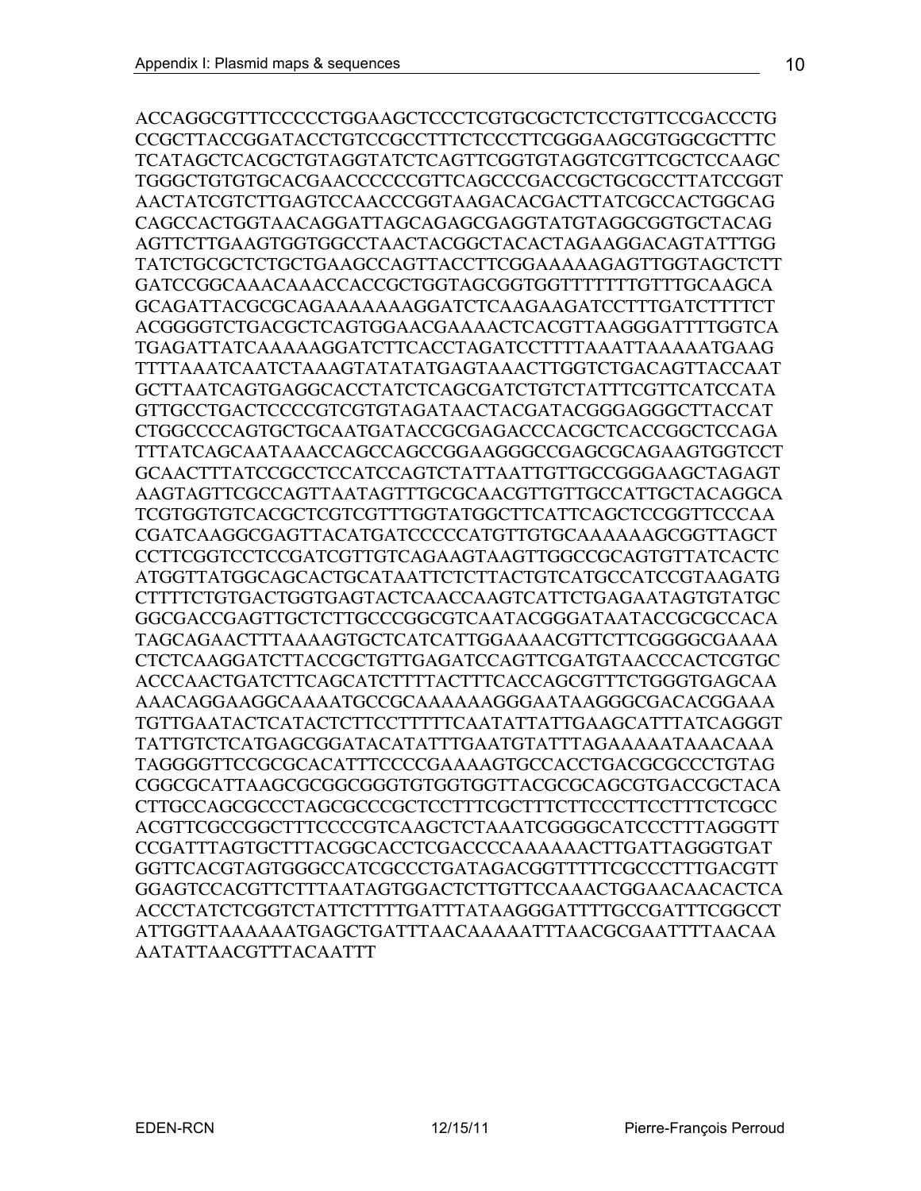ACCAGGCGTTTCCCCCTGGAAGCTCCCTCGTGCGCTCTCCTGTTCCGACCCTG
CCGCTTACCGGATACCTGTCCGCCTTTCTCCCTTCGGGAAGCGTGGCGCTTTC
TCATAGCTCACGCTGTAGGTATCTCAGTTCGGTGTAGGTCGTTCGCTCCAAGC
TGGGCTGTGTGCACGAACCCCCCGTTCAGCCCGACCGCTGCGCCTTATCCGGT
AACTATCGTCTTGAGTCCAACCCGGTAAGACACGACTTATCGCCACTGGCAG
CAGCCACTGGTAACAGGATTAGCAGAGCGAGGTATGTAGGCGGTGCTACAG
AGTTCTTGAAGTGGTGGCCTAACTACGGCTACACTAGAAGGACAGTATTTGG
TATCTGCGCTCTGCTGAAGCCAGTTACCTTCGGAAAAAGAGTTGGTAGCTCTT
GATCCGGCAAACAAACCACCGCTGGTAGCGGTGGTTTTTTTGTTTGCAAGCA
GCAGATTACGCGCAGAAAAAAAGGATCTCAAGAAGATCCTTTGATCTTTTCT
ACGGGGTCTGACGCTCAGTGGAACGAAAACTCACGTTAAGGGATTTTGGTCA
TGAGATTATCAAAAAGGATCTTCACCTAGATCCTTTTAAATTAAAAATGAAG
TTTTAAATCAATCTAAAGTATATATGAGTAAACTTGGTCTGACAGTTACCAAT
GCTTAATCAGTGAGGCACCTATCTCAGCGATCTGTCTATTTCGTTCATCCATA
GTTGCCTGACTCCCCGTCGTGTAGATAACTACGATACGGGAGGGCTTACCAT
CTGGCCCCAGTGCTGCAATGATACCGCGAGACCCACGCTCACCGGCTCCAGA
TTTATCAGCAATAAACCAGCCAGCCGGAAGGGCCGAGCGCAGAAGTGGTCCT
GCAACTTTATCCGCCTCCATCCAGTCTATTAATTGTTGCCGGGAAGCTAGAGT
AAGTAGTTCGCCAGTTAATAGTTTGCGCAACGTTGTTGCCATTGCTACAGGCA
TCGTGGTGTCACGCTCGTCGTTTGGTATGGCTTCATTCAGCTCCGGTTCCCAA
CGATCAAGGCGAGTTACATGATCCCCCATGTTGTGCAAAAAAGCGGTTAGCT
CCTTCGGTCCTCCGATCGTTGTCAGAAGTAAGTTGGCCGCAGTGTTATCACTC
ATGGTTATGGCAGCACTGCATAATTCTCTTACTGTCATGCCATCCGTAAGATG
CTTTTCTGTGACTGGTGAGTACTCAACCAAGTCATTCTGAGAATAGTGTATGC
GGCGACCGAGTTGCTCTTGCCCGGCGTCAATACGGGATAATACCGCGCCACA
TAGCAGAACTTTAAAAGTGCTCATCATTGGAAAACGTTCTTCGGGGCGAAAA
CTCTCAAGGATCTTACCGCTGTTGAGATCCAGTTCGATGTAACCCACTCGTGC
ACCCAACTGATCTTCAGCATCTTTTACTTTCACCAGCGTTTCTGGGTGAGCAA
AAACAGGAAGGCAAAATGCCGCAAAAAAGGGAATAAGGGCGACACGGAAA
TGTTGAATACTCATACTCTTCCTTTTTCAATATTATTGAAGCATTTATCAGGGT
TATTGTCTCATGAGCGGATACATATTTGAATGTATTTAGAAAAATAAACAAA
TAGGGGTTCCGCGCACATTTCCCCGAAAAGTGCCACCTGACGCGCCCTGTAG
CGGCGCATTAAGCGCGGCGGGTGTGGTGGTTACGCGCAGCGTGACCGCTACA
CTTGCCAGCGCCCTAGCGCCCGCTCCTTTCGCTTTCTTCCCTTCCTTTCTCGCC
ACGTTCGCCGGCTTTCCCCGTCAAGCTCTAAATCGGGGCATCCCTTTAGGGTT
CCGATTTAGTGCTTTACGGCACCTCGACCCCAAAAAACTTGATTAGGGTGAT
GGTTCACGTAGTGGGCCATCGCCCTGATAGACGGTTTTTCGCCCTTTGACGTT
GGAGTCCACGTTCTTTAATAGTGGACTCTTGTTCCAAACTGGAACAACACTCA
ACCCTATCTCGGTCTATTCTTTTGATTTATAAGGGATTTTGCCGATTTCGGCCT
ATTGGTTAAAAAATGAGCTGATTTAACAAAAATTTAACGCGAATTTTAACAA
AATATTAACGTTTACAATTT